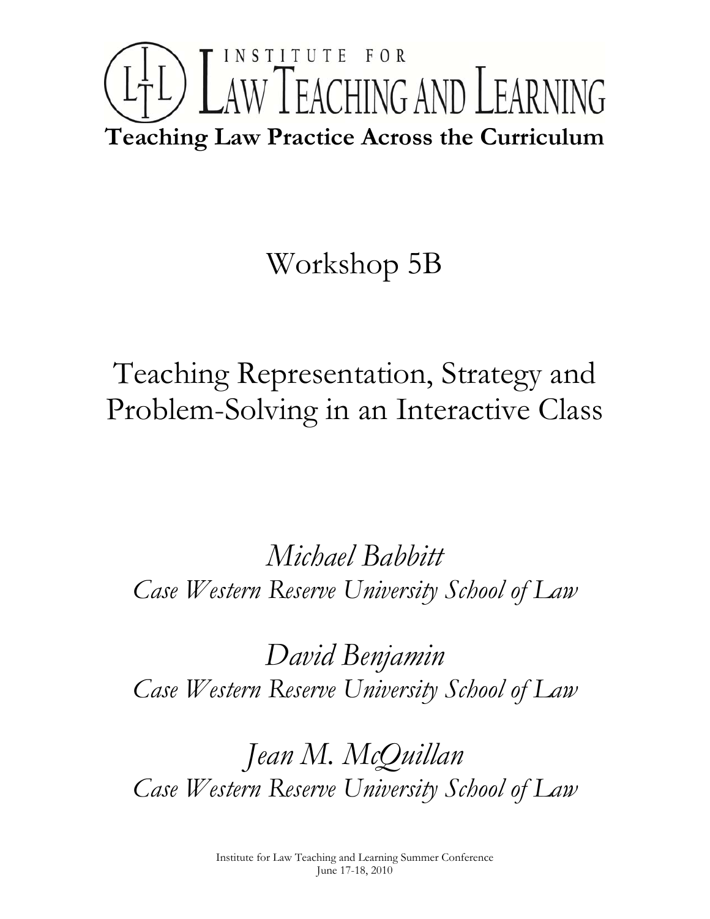# INSTITUTE FOR LAW TEACHING AND LEARNING

**Teaching Law Practice Across the Curriculum**

## Workshop 5B

## Teaching Representation, Strategy and Problem-Solving in an Interactive Class

*Michael Babbitt*
*Case Western Reserve University School of Law*

*David Benjamin*
*Case Western Reserve University School of Law*

*Jean M. McQuillan*
*Case Western Reserve University School of Law*

Institute for Law Teaching and Learning Summer Conference
June 17-18, 2010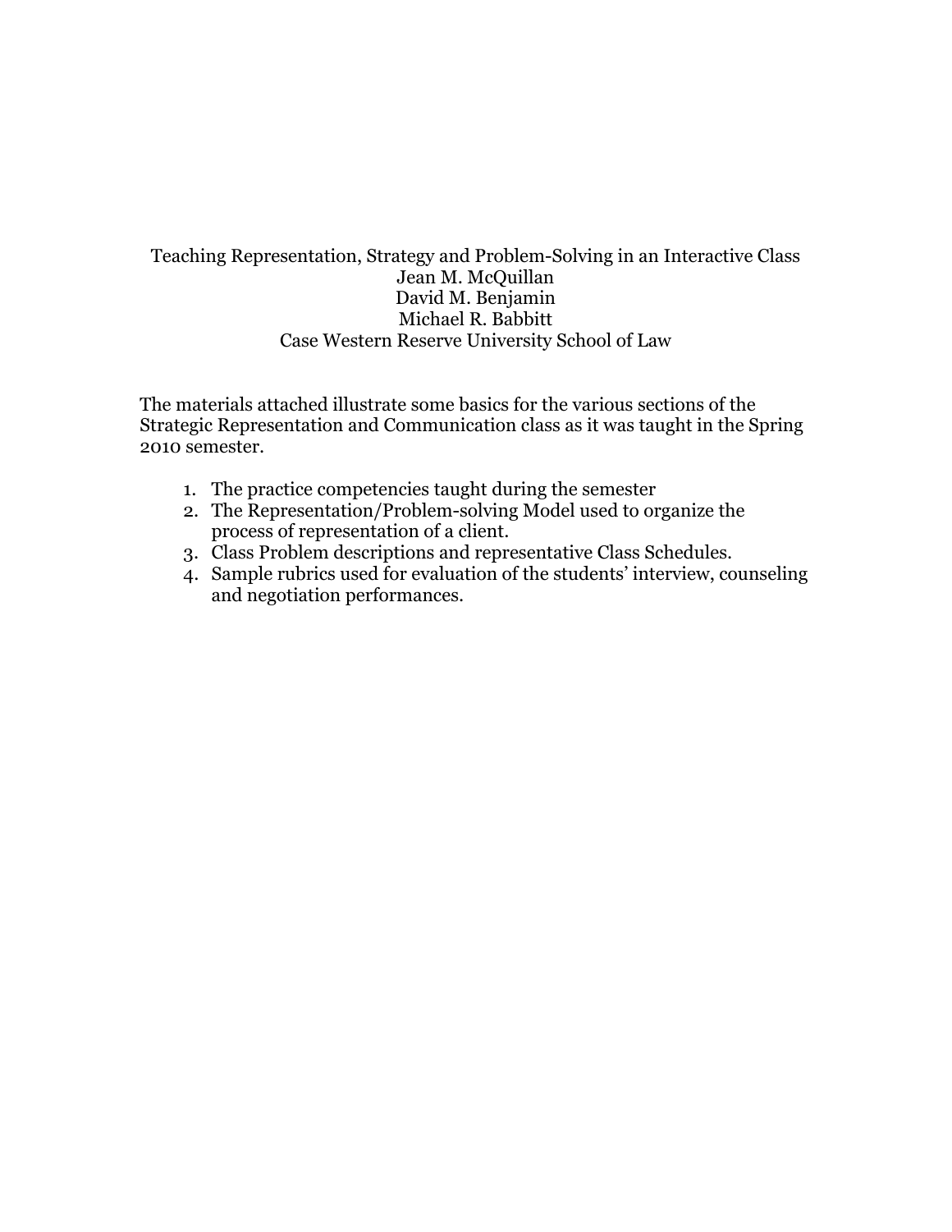Teaching Representation, Strategy and Problem-Solving in an Interactive Class

Jean M. McQuillan

David M. Benjamin

Michael R. Babbitt

Case Western Reserve University School of Law

The materials attached illustrate some basics for the various sections of the Strategic Representation and Communication class as it was taught in the Spring 2010 semester.

1. The practice competencies taught during the semester
2. The Representation/Problem-solving Model used to organize the process of representation of a client.
3. Class Problem descriptions and representative Class Schedules.
4. Sample rubrics used for evaluation of the students' interview, counseling and negotiation performances.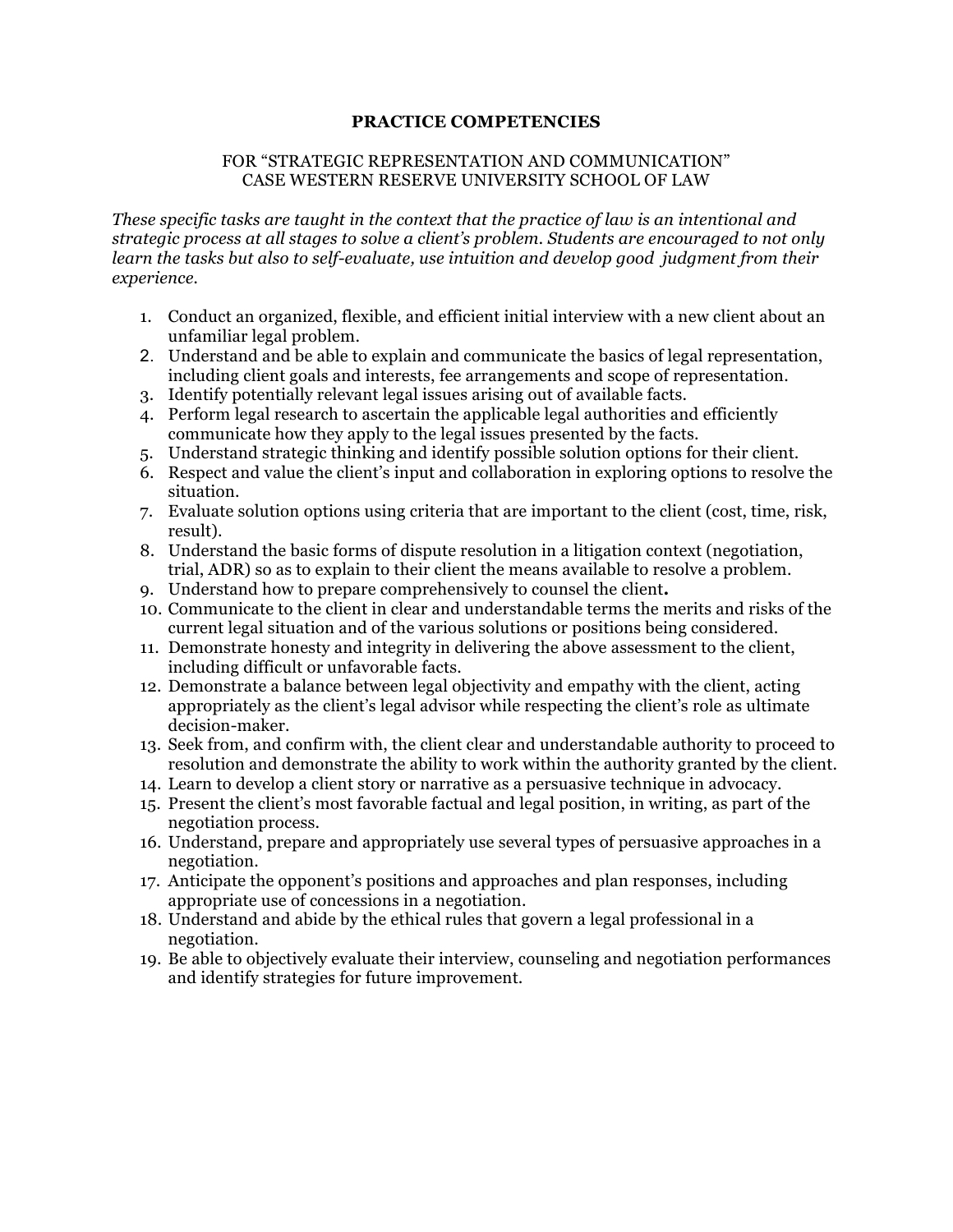# PRACTICE COMPETENCIES

FOR "STRATEGIC REPRESENTATION AND COMMUNICATION"
CASE WESTERN RESERVE UNIVERSITY SCHOOL OF LAW

*These specific tasks are taught in the context that the practice of law is an intentional and strategic process at all stages to solve a client's problem. Students are encouraged to not only learn the tasks but also to self-evaluate, use intuition and develop good judgment from their experience.*

1. Conduct an organized, flexible, and efficient initial interview with a new client about an unfamiliar legal problem.
2. Understand and be able to explain and communicate the basics of legal representation, including client goals and interests, fee arrangements and scope of representation.
3. Identify potentially relevant legal issues arising out of available facts.
4. Perform legal research to ascertain the applicable legal authorities and efficiently communicate how they apply to the legal issues presented by the facts.
5. Understand strategic thinking and identify possible solution options for their client.
6. Respect and value the client's input and collaboration in exploring options to resolve the situation.
7. Evaluate solution options using criteria that are important to the client (cost, time, risk, result).
8. Understand the basic forms of dispute resolution in a litigation context (negotiation, trial, ADR) so as to explain to their client the means available to resolve a problem.
9. Understand how to prepare comprehensively to counsel the client**.**
10. Communicate to the client in clear and understandable terms the merits and risks of the current legal situation and of the various solutions or positions being considered.
11. Demonstrate honesty and integrity in delivering the above assessment to the client, including difficult or unfavorable facts.
12. Demonstrate a balance between legal objectivity and empathy with the client, acting appropriately as the client's legal advisor while respecting the client's role as ultimate decision-maker.
13. Seek from, and confirm with, the client clear and understandable authority to proceed to resolution and demonstrate the ability to work within the authority granted by the client.
14. Learn to develop a client story or narrative as a persuasive technique in advocacy.
15. Present the client's most favorable factual and legal position, in writing, as part of the negotiation process.
16. Understand, prepare and appropriately use several types of persuasive approaches in a negotiation.
17. Anticipate the opponent's positions and approaches and plan responses, including appropriate use of concessions in a negotiation.
18. Understand and abide by the ethical rules that govern a legal professional in a negotiation.
19. Be able to objectively evaluate their interview, counseling and negotiation performances and identify strategies for future improvement.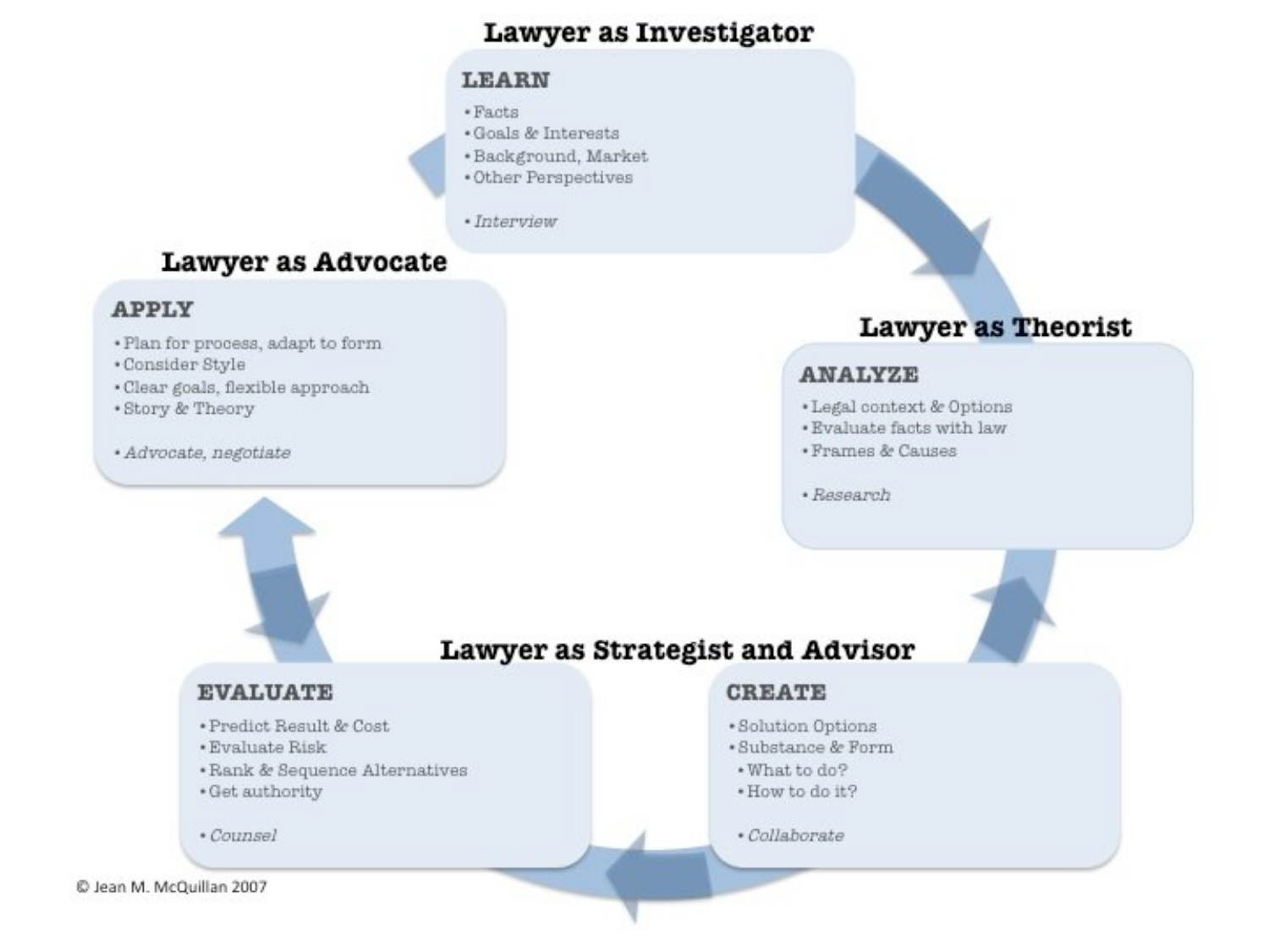## Lawyer as Investigator

### LEARN

- Facts
- Goals & Interests
- Background, Market
- Other Perspectives

- *Interview*

## Lawyer as Theorist

### ANALYZE

- Legal context & Options
- Evaluate facts with law
- Frames & Causes

- *Research*

## Lawyer as Strategist and Advisor

### CREATE

- Solution Options
- Substance & Form
  - What to do?
  - How to do it?

- *Collaborate*

### EVALUATE

- Predict Result & Cost
- Evaluate Risk
- Rank & Sequence Alternatives
- Get authority

- *Counsel*

## Lawyer as Advocate

### APPLY

- Plan for process, adapt to form
- Consider Style
- Clear goals, flexible approach
- Story & Theory

- *Advocate, negotiate*

© Jean M. McQuillan 2007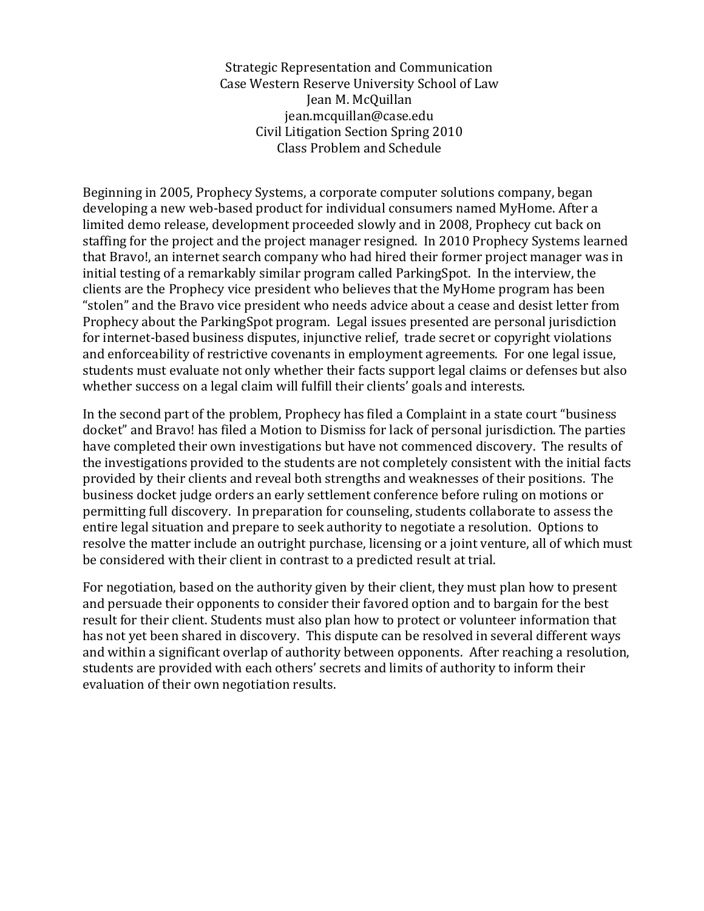Strategic Representation and Communication
Case Western Reserve University School of Law
Jean M. McQuillan
jean.mcquillan@case.edu
Civil Litigation Section Spring 2010
Class Problem and Schedule

Beginning in 2005, Prophecy Systems, a corporate computer solutions company, began developing a new web-based product for individual consumers named MyHome. After a limited demo release, development proceeded slowly and in 2008, Prophecy cut back on staffing for the project and the project manager resigned. In 2010 Prophecy Systems learned that Bravo!, an internet search company who had hired their former project manager was in initial testing of a remarkably similar program called ParkingSpot. In the interview, the clients are the Prophecy vice president who believes that the MyHome program has been "stolen" and the Bravo vice president who needs advice about a cease and desist letter from Prophecy about the ParkingSpot program. Legal issues presented are personal jurisdiction for internet-based business disputes, injunctive relief, trade secret or copyright violations and enforceability of restrictive covenants in employment agreements. For one legal issue, students must evaluate not only whether their facts support legal claims or defenses but also whether success on a legal claim will fulfill their clients' goals and interests.

In the second part of the problem, Prophecy has filed a Complaint in a state court "business docket" and Bravo! has filed a Motion to Dismiss for lack of personal jurisdiction. The parties have completed their own investigations but have not commenced discovery. The results of the investigations provided to the students are not completely consistent with the initial facts provided by their clients and reveal both strengths and weaknesses of their positions. The business docket judge orders an early settlement conference before ruling on motions or permitting full discovery. In preparation for counseling, students collaborate to assess the entire legal situation and prepare to seek authority to negotiate a resolution. Options to resolve the matter include an outright purchase, licensing or a joint venture, all of which must be considered with their client in contrast to a predicted result at trial.

For negotiation, based on the authority given by their client, they must plan how to present and persuade their opponents to consider their favored option and to bargain for the best result for their client. Students must also plan how to protect or volunteer information that has not yet been shared in discovery. This dispute can be resolved in several different ways and within a significant overlap of authority between opponents. After reaching a resolution, students are provided with each others' secrets and limits of authority to inform their evaluation of their own negotiation results.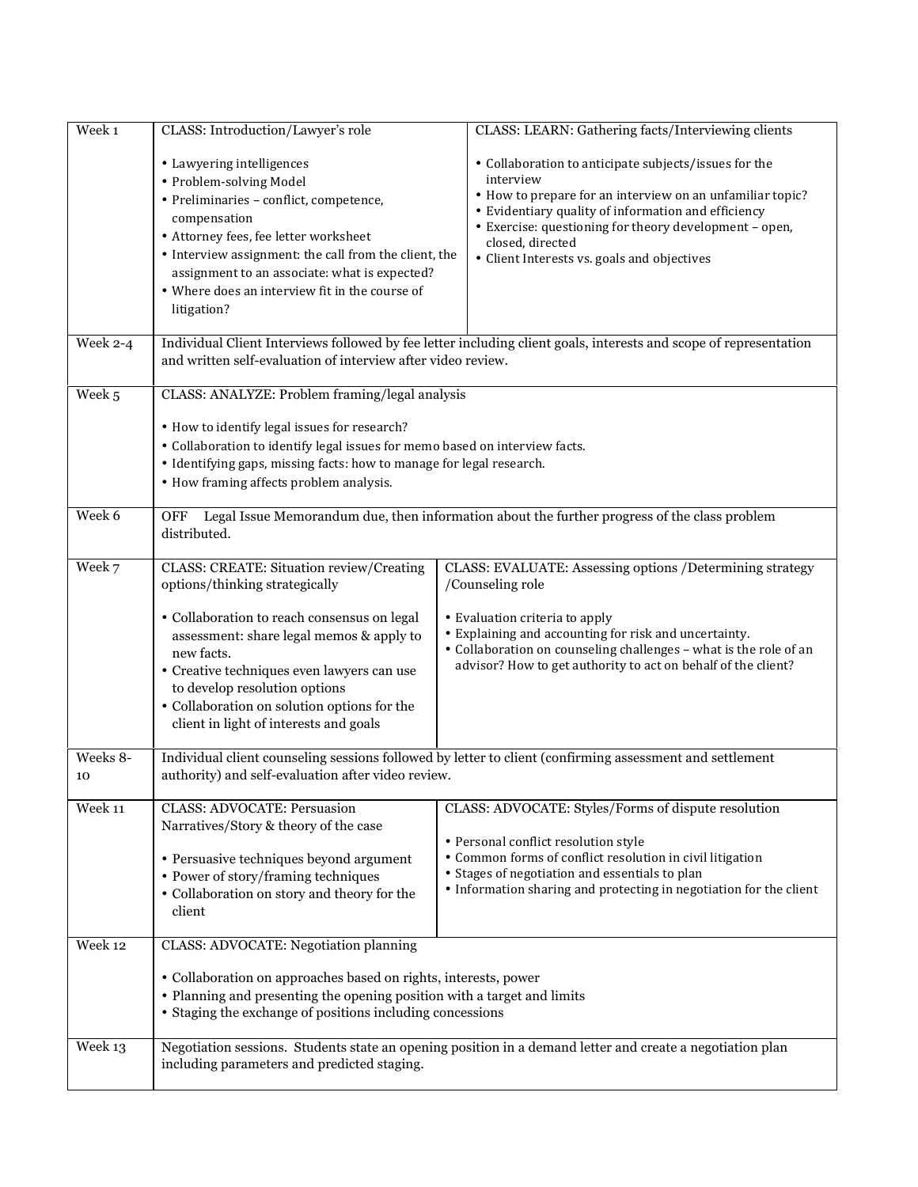| Week 1 | CLASS: Introduction/Lawyer's role<br><br>• Lawyering intelligences<br>• Problem-solving Model<br>• Preliminaries – conflict, competence, compensation<br>• Attorney fees, fee letter worksheet<br>• Interview assignment: the call from the client, the assignment to an associate: what is expected?<br>• Where does an interview fit in the course of litigation? | CLASS: LEARN: Gathering facts/Interviewing clients<br><br>• Collaboration to anticipate subjects/issues for the interview<br>• How to prepare for an interview on an unfamiliar topic?<br>• Evidentiary quality of information and efficiency<br>• Exercise: questioning for theory development – open, closed, directed<br>• Client Interests vs. goals and objectives |
|---|---|---|
| Week 2-4 | Individual Client Interviews followed by fee letter including client goals, interests and scope of representation and written self-evaluation of interview after video review. | |
| Week 5 | CLASS: ANALYZE: Problem framing/legal analysis<br><br>• How to identify legal issues for research?<br>• Collaboration to identify legal issues for memo based on interview facts.<br>• Identifying gaps, missing facts: how to manage for legal research.<br>• How framing affects problem analysis. | |
| Week 6 | OFF Legal Issue Memorandum due, then information about the further progress of the class problem distributed. | |
| Week 7 | CLASS: CREATE: Situation review/Creating options/thinking strategically<br><br>• Collaboration to reach consensus on legal assessment: share legal memos & apply to new facts.<br>• Creative techniques even lawyers can use to develop resolution options<br>• Collaboration on solution options for the client in light of interests and goals | CLASS: EVALUATE: Assessing options /Determining strategy /Counseling role<br><br>• Evaluation criteria to apply<br>• Explaining and accounting for risk and uncertainty.<br>• Collaboration on counseling challenges – what is the role of an advisor? How to get authority to act on behalf of the client? |
| Weeks 8-10 | Individual client counseling sessions followed by letter to client (confirming assessment and settlement authority) and self-evaluation after video review. | |
| Week 11 | CLASS: ADVOCATE: Persuasion Narratives/Story & theory of the case<br><br>• Persuasive techniques beyond argument<br>• Power of story/framing techniques<br>• Collaboration on story and theory for the client | CLASS: ADVOCATE: Styles/Forms of dispute resolution<br><br>• Personal conflict resolution style<br>• Common forms of conflict resolution in civil litigation<br>• Stages of negotiation and essentials to plan<br>• Information sharing and protecting in negotiation for the client |
| Week 12 | CLASS: ADVOCATE: Negotiation planning<br><br>• Collaboration on approaches based on rights, interests, power<br>• Planning and presenting the opening position with a target and limits<br>• Staging the exchange of positions including concessions | |
| Week 13 | Negotiation sessions. Students state an opening position in a demand letter and create a negotiation plan including parameters and predicted staging. | |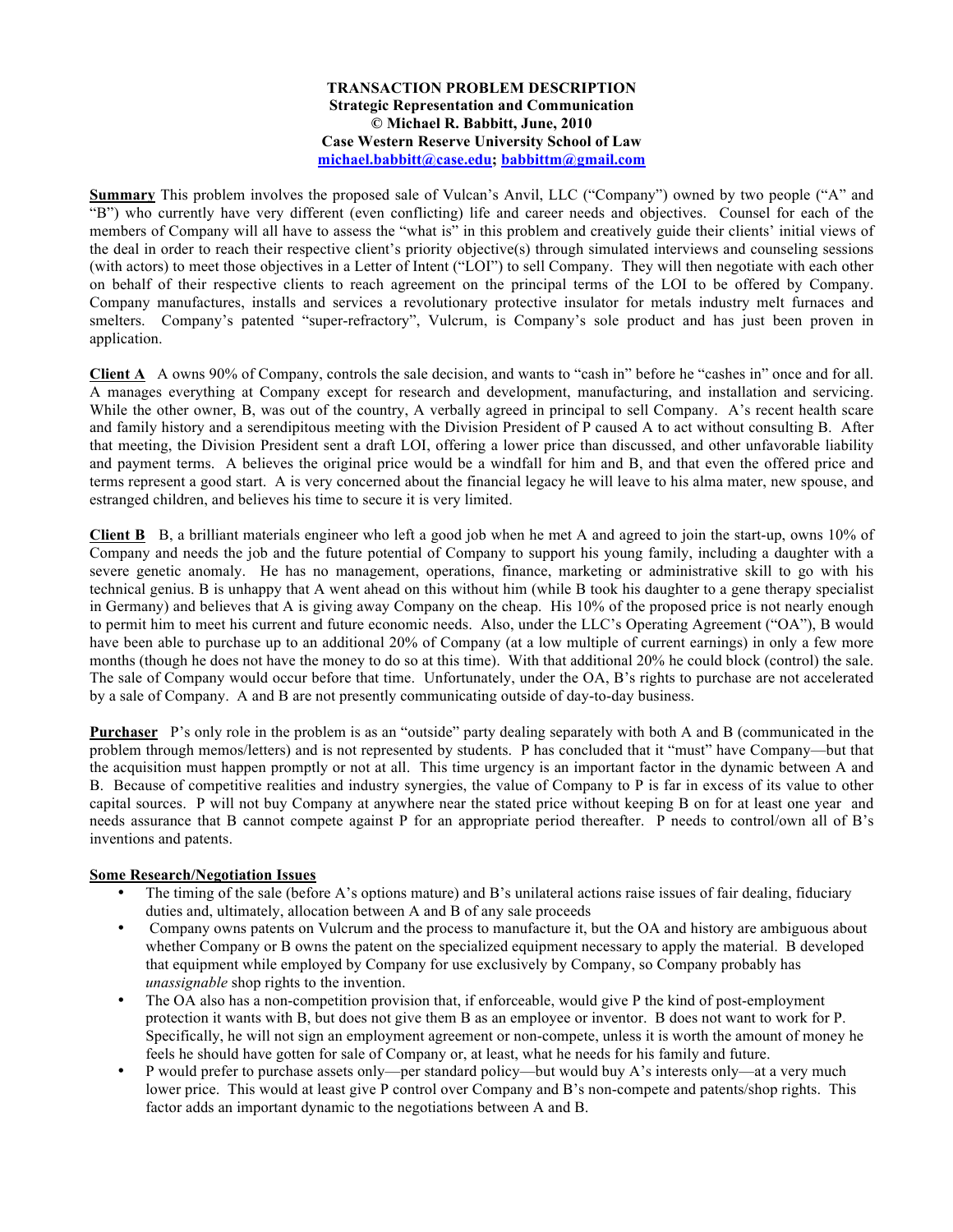**TRANSACTION PROBLEM DESCRIPTION**
**Strategic Representation and Communication**
**© Michael R. Babbitt, June, 2010**
**Case Western Reserve University School of Law**
**michael.babbitt@case.edu; babbittm@gmail.com**

**Summary** This problem involves the proposed sale of Vulcan's Anvil, LLC ("Company") owned by two people ("A" and "B") who currently have very different (even conflicting) life and career needs and objectives. Counsel for each of the members of Company will all have to assess the "what is" in this problem and creatively guide their clients' initial views of the deal in order to reach their respective client's priority objective(s) through simulated interviews and counseling sessions (with actors) to meet those objectives in a Letter of Intent ("LOI") to sell Company. They will then negotiate with each other on behalf of their respective clients to reach agreement on the principal terms of the LOI to be offered by Company. Company manufactures, installs and services a revolutionary protective insulator for metals industry melt furnaces and smelters. Company's patented "super-refractory", Vulcrum, is Company's sole product and has just been proven in application.

**Client A** A owns 90% of Company, controls the sale decision, and wants to "cash in" before he "cashes in" once and for all. A manages everything at Company except for research and development, manufacturing, and installation and servicing. While the other owner, B, was out of the country, A verbally agreed in principal to sell Company. A's recent health scare and family history and a serendipitous meeting with the Division President of P caused A to act without consulting B. After that meeting, the Division President sent a draft LOI, offering a lower price than discussed, and other unfavorable liability and payment terms. A believes the original price would be a windfall for him and B, and that even the offered price and terms represent a good start. A is very concerned about the financial legacy he will leave to his alma mater, new spouse, and estranged children, and believes his time to secure it is very limited.

**Client B** B, a brilliant materials engineer who left a good job when he met A and agreed to join the start-up, owns 10% of Company and needs the job and the future potential of Company to support his young family, including a daughter with a severe genetic anomaly. He has no management, operations, finance, marketing or administrative skill to go with his technical genius. B is unhappy that A went ahead on this without him (while B took his daughter to a gene therapy specialist in Germany) and believes that A is giving away Company on the cheap. His 10% of the proposed price is not nearly enough to permit him to meet his current and future economic needs. Also, under the LLC's Operating Agreement ("OA"), B would have been able to purchase up to an additional 20% of Company (at a low multiple of current earnings) in only a few more months (though he does not have the money to do so at this time). With that additional 20% he could block (control) the sale. The sale of Company would occur before that time. Unfortunately, under the OA, B's rights to purchase are not accelerated by a sale of Company. A and B are not presently communicating outside of day-to-day business.

**Purchaser** P's only role in the problem is as an "outside" party dealing separately with both A and B (communicated in the problem through memos/letters) and is not represented by students. P has concluded that it "must" have Company—but that the acquisition must happen promptly or not at all. This time urgency is an important factor in the dynamic between A and B. Because of competitive realities and industry synergies, the value of Company to P is far in excess of its value to other capital sources. P will not buy Company at anywhere near the stated price without keeping B on for at least one year and needs assurance that B cannot compete against P for an appropriate period thereafter. P needs to control/own all of B's inventions and patents.

**Some Research/Negotiation Issues**

- The timing of the sale (before A's options mature) and B's unilateral actions raise issues of fair dealing, fiduciary duties and, ultimately, allocation between A and B of any sale proceeds
- Company owns patents on Vulcrum and the process to manufacture it, but the OA and history are ambiguous about whether Company or B owns the patent on the specialized equipment necessary to apply the material. B developed that equipment while employed by Company for use exclusively by Company, so Company probably has *unassignable* shop rights to the invention.
- The OA also has a non-competition provision that, if enforceable, would give P the kind of post-employment protection it wants with B, but does not give them B as an employee or inventor. B does not want to work for P. Specifically, he will not sign an employment agreement or non-compete, unless it is worth the amount of money he feels he should have gotten for sale of Company or, at least, what he needs for his family and future.
- P would prefer to purchase assets only—per standard policy—but would buy A's interests only—at a very much lower price. This would at least give P control over Company and B's non-compete and patents/shop rights. This factor adds an important dynamic to the negotiations between A and B.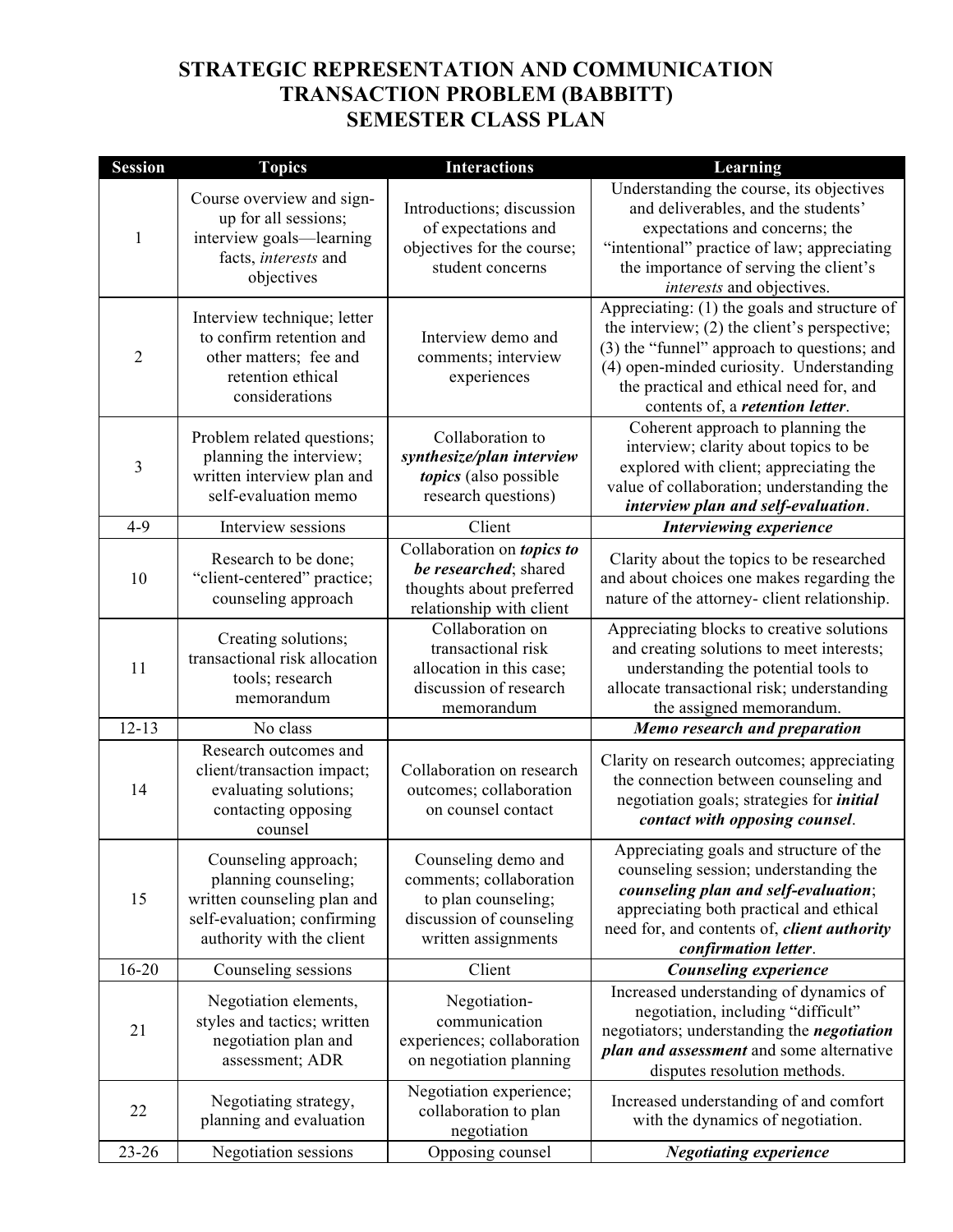# STRATEGIC REPRESENTATION AND COMMUNICATION
# TRANSACTION PROBLEM (BABBITT)
# SEMESTER CLASS PLAN

| Session | Topics | Interactions | Learning |
|---|---|---|---|
| 1 | Course overview and sign-up for all sessions; interview goals—learning facts, *interests* and objectives | Introductions; discussion of expectations and objectives for the course; student concerns | Understanding the course, its objectives and deliverables, and the students' expectations and concerns; the "intentional" practice of law; appreciating the importance of serving the client's *interests* and objectives. |
| 2 | Interview technique; letter to confirm retention and other matters; fee and retention ethical considerations | Interview demo and comments; interview experiences | Appreciating: (1) the goals and structure of the interview; (2) the client's perspective; (3) the "funnel" approach to questions; and (4) open-minded curiosity. Understanding the practical and ethical need for, and contents of, a ***retention letter***. |
| 3 | Problem related questions; planning the interview; written interview plan and self-evaluation memo | Collaboration to ***synthesize/plan interview topics*** (also possible research questions) | Coherent approach to planning the interview; clarity about topics to be explored with client; appreciating the value of collaboration; understanding the ***interview plan and self-evaluation***. |
| 4-9 | Interview sessions | Client | ***Interviewing experience*** |
| 10 | Research to be done; "client-centered" practice; counseling approach | Collaboration on ***topics to be researched***; shared thoughts about preferred relationship with client | Clarity about the topics to be researched and about choices one makes regarding the nature of the attorney- client relationship. |
| 11 | Creating solutions; transactional risk allocation tools; research memorandum | Collaboration on transactional risk allocation in this case; discussion of research memorandum | Appreciating blocks to creative solutions and creating solutions to meet interests; understanding the potential tools to allocate transactional risk; understanding the assigned memorandum. |
| 12-13 | No class | | ***Memo research and preparation*** |
| 14 | Research outcomes and client/transaction impact; evaluating solutions; contacting opposing counsel | Collaboration on research outcomes; collaboration on counsel contact | Clarity on research outcomes; appreciating the connection between counseling and negotiation goals; strategies for ***initial contact with opposing counsel***. |
| 15 | Counseling approach; planning counseling; written counseling plan and self-evaluation; confirming authority with the client | Counseling demo and comments; collaboration to plan counseling; discussion of counseling written assignments | Appreciating goals and structure of the counseling session; understanding the ***counseling plan and self-evaluation***; appreciating both practical and ethical need for, and contents of, ***client authority confirmation letter***. |
| 16-20 | Counseling sessions | Client | ***Counseling experience*** |
| 21 | Negotiation elements, styles and tactics; written negotiation plan and assessment; ADR | Negotiation-communication experiences; collaboration on negotiation planning | Increased understanding of dynamics of negotiation, including "difficult" negotiators; understanding the ***negotiation plan and assessment*** and some alternative disputes resolution methods. |
| 22 | Negotiating strategy, planning and evaluation | Negotiation experience; collaboration to plan negotiation | Increased understanding of and comfort with the dynamics of negotiation. |
| 23-26 | Negotiation sessions | Opposing counsel | ***Negotiating experience*** |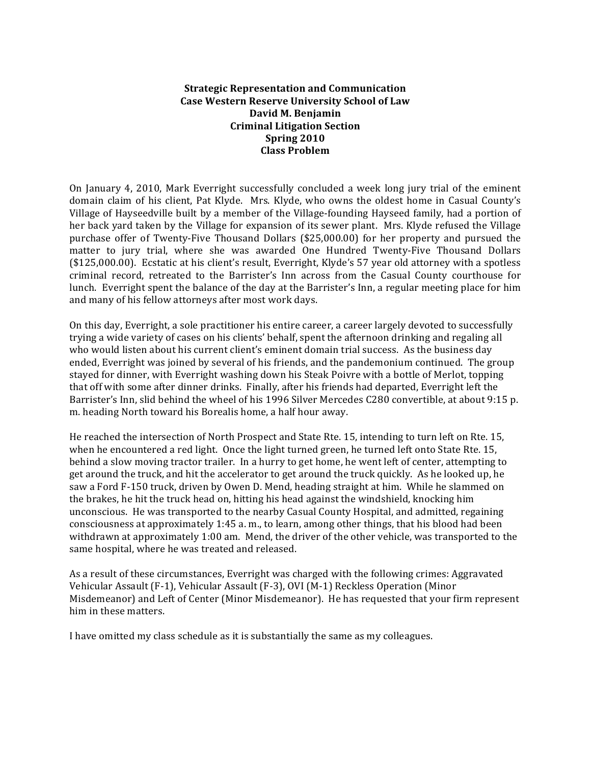**Strategic Representation and Communication**
**Case Western Reserve University School of Law**
**David M. Benjamin**
**Criminal Litigation Section**
**Spring 2010**
**Class Problem**

On January 4, 2010, Mark Everright successfully concluded a week long jury trial of the eminent domain claim of his client, Pat Klyde. Mrs. Klyde, who owns the oldest home in Casual County's Village of Hayseedville built by a member of the Village-founding Hayseed family, had a portion of her back yard taken by the Village for expansion of its sewer plant. Mrs. Klyde refused the Village purchase offer of Twenty-Five Thousand Dollars ($25,000.00) for her property and pursued the matter to jury trial, where she was awarded One Hundred Twenty-Five Thousand Dollars ($125,000.00). Ecstatic at his client's result, Everright, Klyde's 57 year old attorney with a spotless criminal record, retreated to the Barrister's Inn across from the Casual County courthouse for lunch. Everright spent the balance of the day at the Barrister's Inn, a regular meeting place for him and many of his fellow attorneys after most work days.

On this day, Everright, a sole practitioner his entire career, a career largely devoted to successfully trying a wide variety of cases on his clients' behalf, spent the afternoon drinking and regaling all who would listen about his current client's eminent domain trial success. As the business day ended, Everright was joined by several of his friends, and the pandemonium continued. The group stayed for dinner, with Everright washing down his Steak Poivre with a bottle of Merlot, topping that off with some after dinner drinks. Finally, after his friends had departed, Everright left the Barrister's Inn, slid behind the wheel of his 1996 Silver Mercedes C280 convertible, at about 9:15 p. m. heading North toward his Borealis home, a half hour away.

He reached the intersection of North Prospect and State Rte. 15, intending to turn left on Rte. 15, when he encountered a red light. Once the light turned green, he turned left onto State Rte. 15, behind a slow moving tractor trailer. In a hurry to get home, he went left of center, attempting to get around the truck, and hit the accelerator to get around the truck quickly. As he looked up, he saw a Ford F-150 truck, driven by Owen D. Mend, heading straight at him. While he slammed on the brakes, he hit the truck head on, hitting his head against the windshield, knocking him unconscious. He was transported to the nearby Casual County Hospital, and admitted, regaining consciousness at approximately 1:45 a. m., to learn, among other things, that his blood had been withdrawn at approximately 1:00 am. Mend, the driver of the other vehicle, was transported to the same hospital, where he was treated and released.

As a result of these circumstances, Everright was charged with the following crimes: Aggravated Vehicular Assault (F-1), Vehicular Assault (F-3), OVI (M-1) Reckless Operation (Minor Misdemeanor) and Left of Center (Minor Misdemeanor). He has requested that your firm represent him in these matters.

I have omitted my class schedule as it is substantially the same as my colleagues.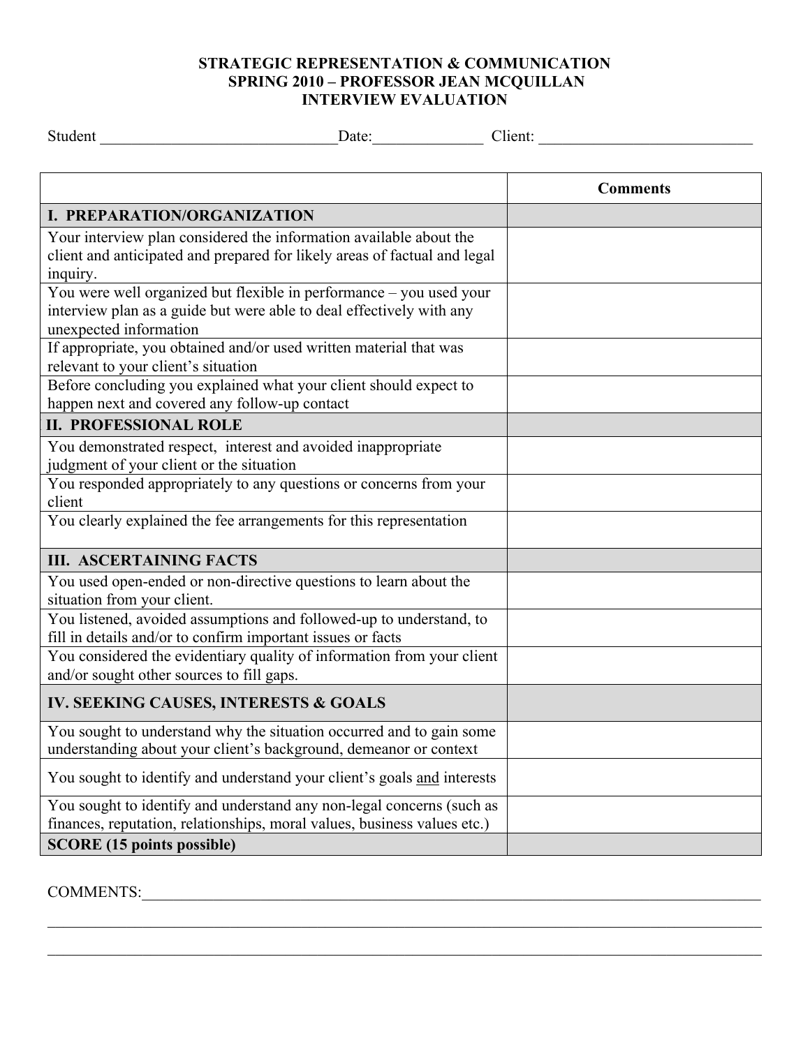**STRATEGIC REPRESENTATION & COMMUNICATION**
**SPRING 2010 – PROFESSOR JEAN MCQUILLAN**
**INTERVIEW EVALUATION**

Student ______________________________Date:______________ Client: ___________________________

| | **Comments** |
|---|---|
| **I. PREPARATION/ORGANIZATION** | |
| Your interview plan considered the information available about the client and anticipated and prepared for likely areas of factual and legal inquiry. | |
| You were well organized but flexible in performance – you used your interview plan as a guide but were able to deal effectively with any unexpected information | |
| If appropriate, you obtained and/or used written material that was relevant to your client's situation | |
| Before concluding you explained what your client should expect to happen next and covered any follow-up contact | |
| **II. PROFESSIONAL ROLE** | |
| You demonstrated respect, interest and avoided inappropriate judgment of your client or the situation | |
| You responded appropriately to any questions or concerns from your client | |
| You clearly explained the fee arrangements for this representation | |
| **III. ASCERTAINING FACTS** | |
| You used open-ended or non-directive questions to learn about the situation from your client. | |
| You listened, avoided assumptions and followed-up to understand, to fill in details and/or to confirm important issues or facts | |
| You considered the evidentiary quality of information from your client and/or sought other sources to fill gaps. | |
| **IV. SEEKING CAUSES, INTERESTS & GOALS** | |
| You sought to understand why the situation occurred and to gain some understanding about your client's background, demeanor or context | |
| You sought to identify and understand your client's goals <u>and</u> interests | |
| You sought to identify and understand any non-legal concerns (such as finances, reputation, relationships, moral values, business values etc.) | |
| **SCORE (15 points possible)** | |

COMMENTS:___________________________________________________________________________

_____________________________________________________________________________________

_____________________________________________________________________________________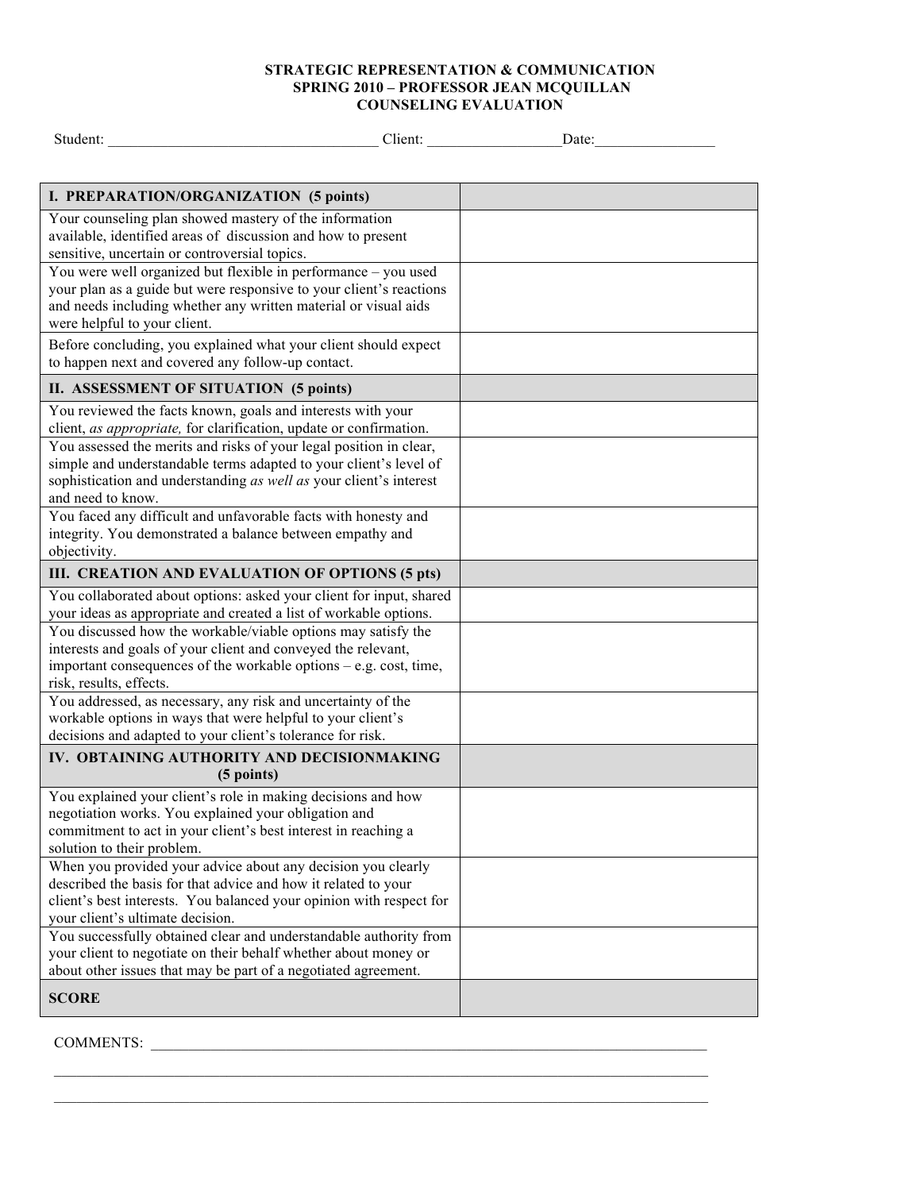**STRATEGIC REPRESENTATION & COMMUNICATION**
**SPRING 2010 – PROFESSOR JEAN MCQUILLAN**
**COUNSELING EVALUATION**

Student: ___________________________________ Client: _________________Date:_______________

| **I. PREPARATION/ORGANIZATION (5 points)** | |
|---|---|
| Your counseling plan showed mastery of the information available, identified areas of discussion and how to present sensitive, uncertain or controversial topics. | |
| You were well organized but flexible in performance – you used your plan as a guide but were responsive to your client's reactions and needs including whether any written material or visual aids were helpful to your client. | |
| Before concluding, you explained what your client should expect to happen next and covered any follow-up contact. | |
| **II. ASSESSMENT OF SITUATION (5 points)** | |
| You reviewed the facts known, goals and interests with your client, *as appropriate,* for clarification, update or confirmation. | |
| You assessed the merits and risks of your legal position in clear, simple and understandable terms adapted to your client's level of sophistication and understanding *as well as* your client's interest and need to know. | |
| You faced any difficult and unfavorable facts with honesty and integrity. You demonstrated a balance between empathy and objectivity. | |
| **III. CREATION AND EVALUATION OF OPTIONS (5 pts)** | |
| You collaborated about options: asked your client for input, shared your ideas as appropriate and created a list of workable options. | |
| You discussed how the workable/viable options may satisfy the interests and goals of your client and conveyed the relevant, important consequences of the workable options – e.g. cost, time, risk, results, effects. | |
| You addressed, as necessary, any risk and uncertainty of the workable options in ways that were helpful to your client's decisions and adapted to your client's tolerance for risk. | |
| **IV. OBTAINING AUTHORITY AND DECISIONMAKING (5 points)** | |
| You explained your client's role in making decisions and how negotiation works. You explained your obligation and commitment to act in your client's best interest in reaching a solution to their problem. | |
| When you provided your advice about any decision you clearly described the basis for that advice and how it related to your client's best interests. You balanced your opinion with respect for your client's ultimate decision. | |
| You successfully obtained clear and understandable authority from your client to negotiate on their behalf whether about money or about other issues that may be part of a negotiated agreement. | |
| **SCORE** | |

COMMENTS: ___________________________________________________________________________

_____________________________________________________________________________________

_____________________________________________________________________________________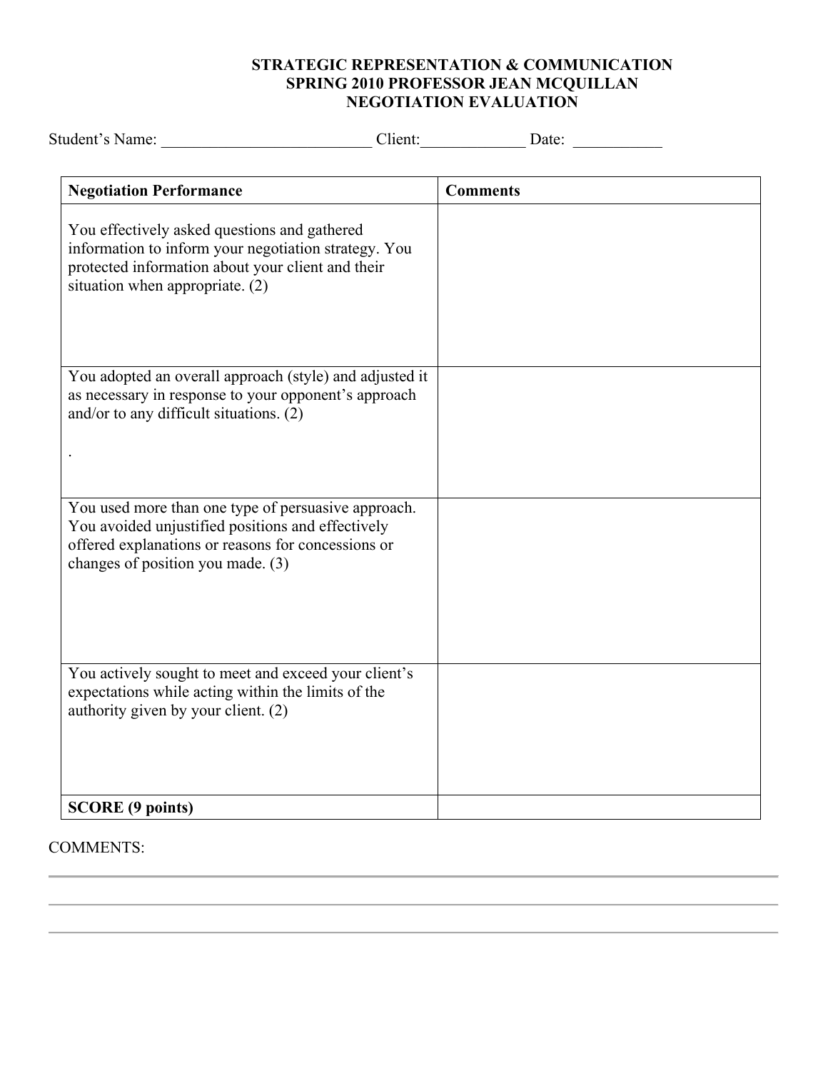**STRATEGIC REPRESENTATION & COMMUNICATION**
**SPRING 2010 PROFESSOR JEAN MCQUILLAN**
**NEGOTIATION EVALUATION**

Student's Name: __________________________ Client:_____________ Date: ___________

| Negotiation Performance | Comments |
| --- | --- |
| You effectively asked questions and gathered information to inform your negotiation strategy. You protected information about your client and their situation when appropriate. (2) | |
| You adopted an overall approach (style) and adjusted it as necessary in response to your opponent's approach and/or to any difficult situations. (2) . | |
| You used more than one type of persuasive approach. You avoided unjustified positions and effectively offered explanations or reasons for concessions or changes of position you made. (3) | |
| You actively sought to meet and exceed your client's expectations while acting within the limits of the authority given by your client. (2) | |
| **SCORE (9 points)** | |

COMMENTS: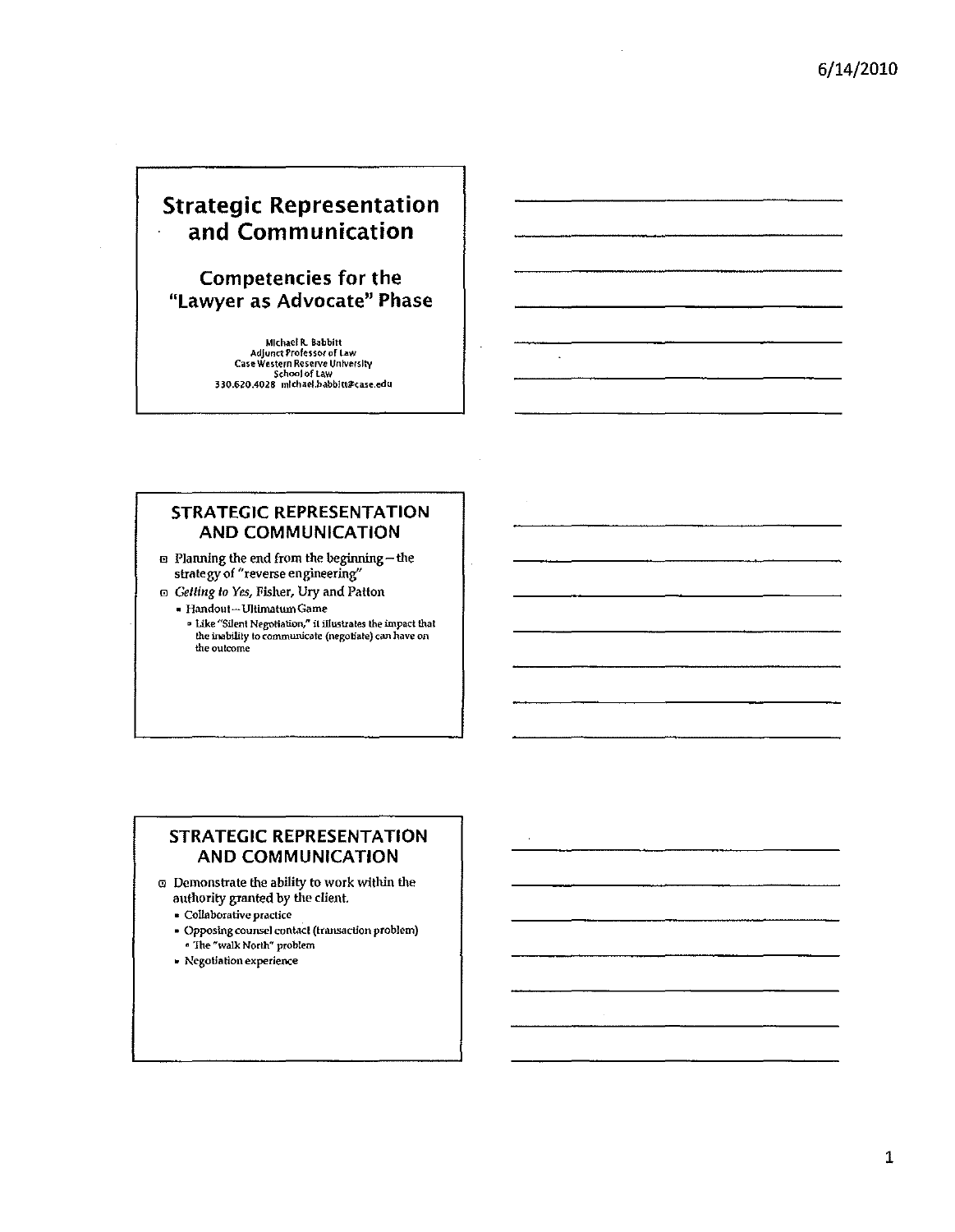# Strategic Representation and Communication

## Competencies for the "Lawyer as Advocate" Phase

Michael R. Babbitt
Adjunct Professor of Law
Case Western Reserve University
School of Law
330.620.4028 michael.babbitt@case.edu

## STRATEGIC REPRESENTATION AND COMMUNICATION

- Planning the end from the beginning – the strategy of "reverse engineering"
- *Getting to Yes*, Fisher, Ury and Patton
  - Handout – Ultimatum Game
    - Like "Silent Negotiation," it illustrates the impact that the inability to communicate (negotiate) can have on the outcome

## STRATEGIC REPRESENTATION AND COMMUNICATION

- Demonstrate the ability to work within the authority granted by the client.
  - Collaborative practice
  - Opposing counsel contact (transaction problem)
    - The "walk North" problem
  - Negotiation experience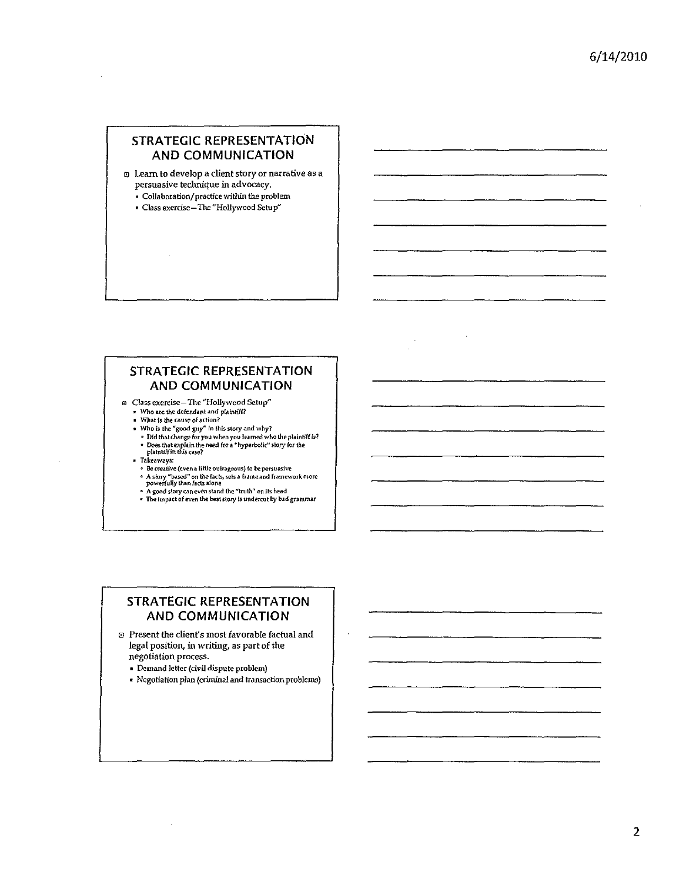## STRATEGIC REPRESENTATION AND COMMUNICATION

- Learn to develop a client story or narrative as a persuasive technique in advocacy.
  - Collaboration/practice within the problem
  - Class exercise—The "Hollywood Setup"

## STRATEGIC REPRESENTATION AND COMMUNICATION

- Class exercise—The "Hollywood Setup"
  - Who are the defendant and plaintiff?
  - What is the cause of action?
  - Who is the "good guy" in this story and why?
    - Did that change for you when you learned who the plaintiff is?
    - Does that explain the need for a "hyperbolic" story for the plaintiff in this case?
  - Takeaways:
    - Be creative (even a little outrageous) to be persuasive
    - A story "based" on the facts, sets a frame and framework more powerfully than facts alone
    - A good story can even stand the "truth" on its head
    - The impact of even the best story is undercut by bad grammar

## STRATEGIC REPRESENTATION AND COMMUNICATION

- Present the client's most favorable factual and legal position, in writing, as part of the negotiation process.
  - Demand letter (civil dispute problem)
  - Negotiation plan (criminal and transaction problems)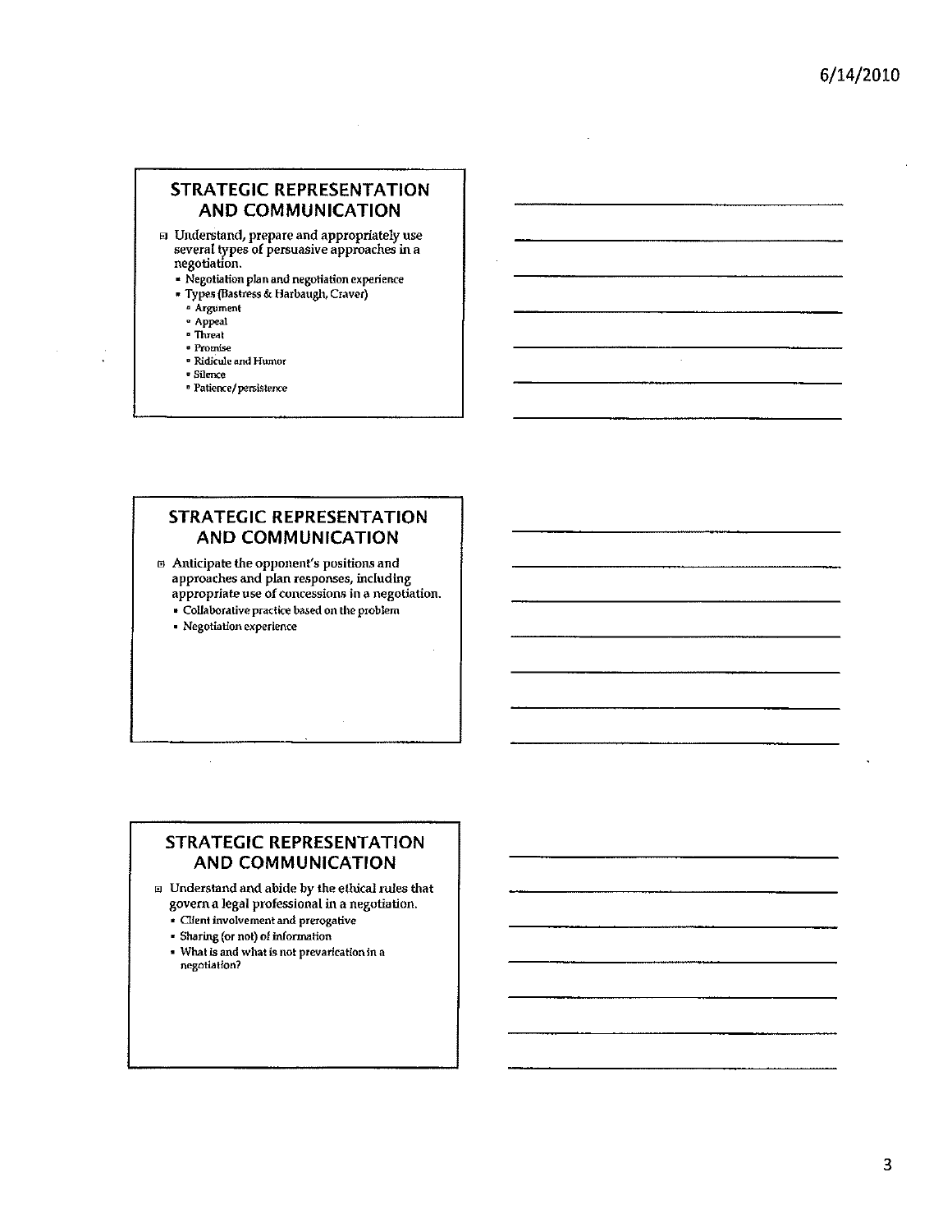## STRATEGIC REPRESENTATION AND COMMUNICATION

- Understand, prepare and appropriately use several types of persuasive approaches in a negotiation.
  - Negotiation plan and negotiation experience
  - Types (Bastress & Harbaugh, Craver)
    - Argument
    - Appeal
    - Threat
    - Promise
    - Ridicule and Humor
    - Silence
    - Patience/persistence

## STRATEGIC REPRESENTATION AND COMMUNICATION

- Anticipate the opponent's positions and approaches and plan responses, including appropriate use of concessions in a negotiation.
  - Collaborative practice based on the problem
  - Negotiation experience

## STRATEGIC REPRESENTATION AND COMMUNICATION

- Understand and abide by the ethical rules that govern a legal professional in a negotiation.
  - Client involvement and prerogative
  - Sharing (or not) of information
  - What is and what is not prevarication in a negotiation?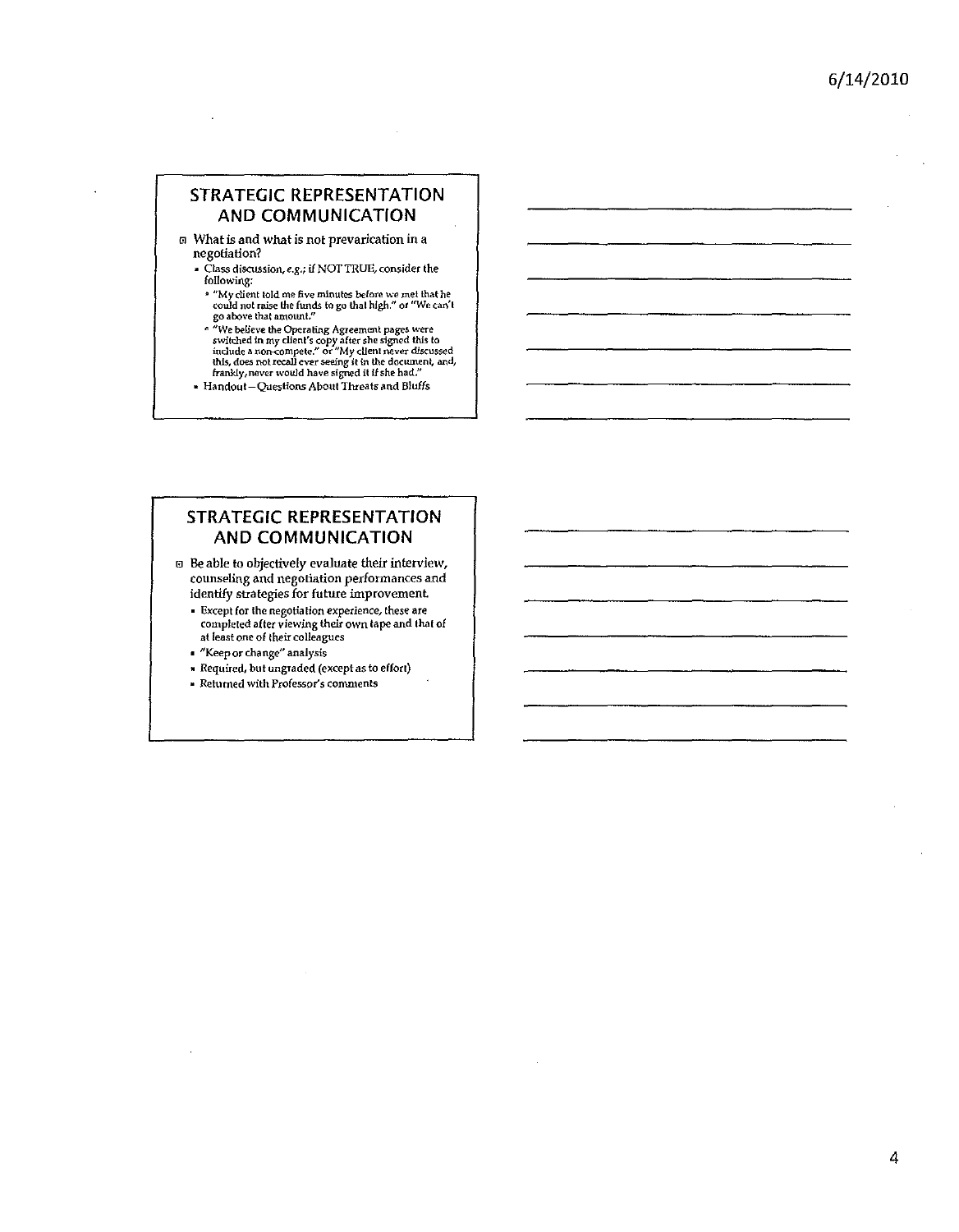## STRATEGIC REPRESENTATION AND COMMUNICATION

- What is and what is not prevarication in a negotiation?
  - Class discussion, *e.g.*; if NOT TRUE, consider the following:
    - "My client told me five minutes before we met that he could not raise the funds to go that high." or "We can't go above that amount."
    - "We believe the Operating Agreement pages were switched in my client's copy after she signed this to include a non-compete." or "My client never discussed this, does not recall ever seeing it in the document, and, frankly, never would have signed it if she had."
  - Handout—Questions About Threats and Bluffs

## STRATEGIC REPRESENTATION AND COMMUNICATION

- Be able to objectively evaluate their interview, counseling and negotiation performances and identify strategies for future improvement
  - Except for the negotiation experience, these are completed after viewing their own tape and that of at least one of their colleagues
  - "Keep or change" analysis
  - Required, but ungraded (except as to effort)
  - Returned with Professor's comments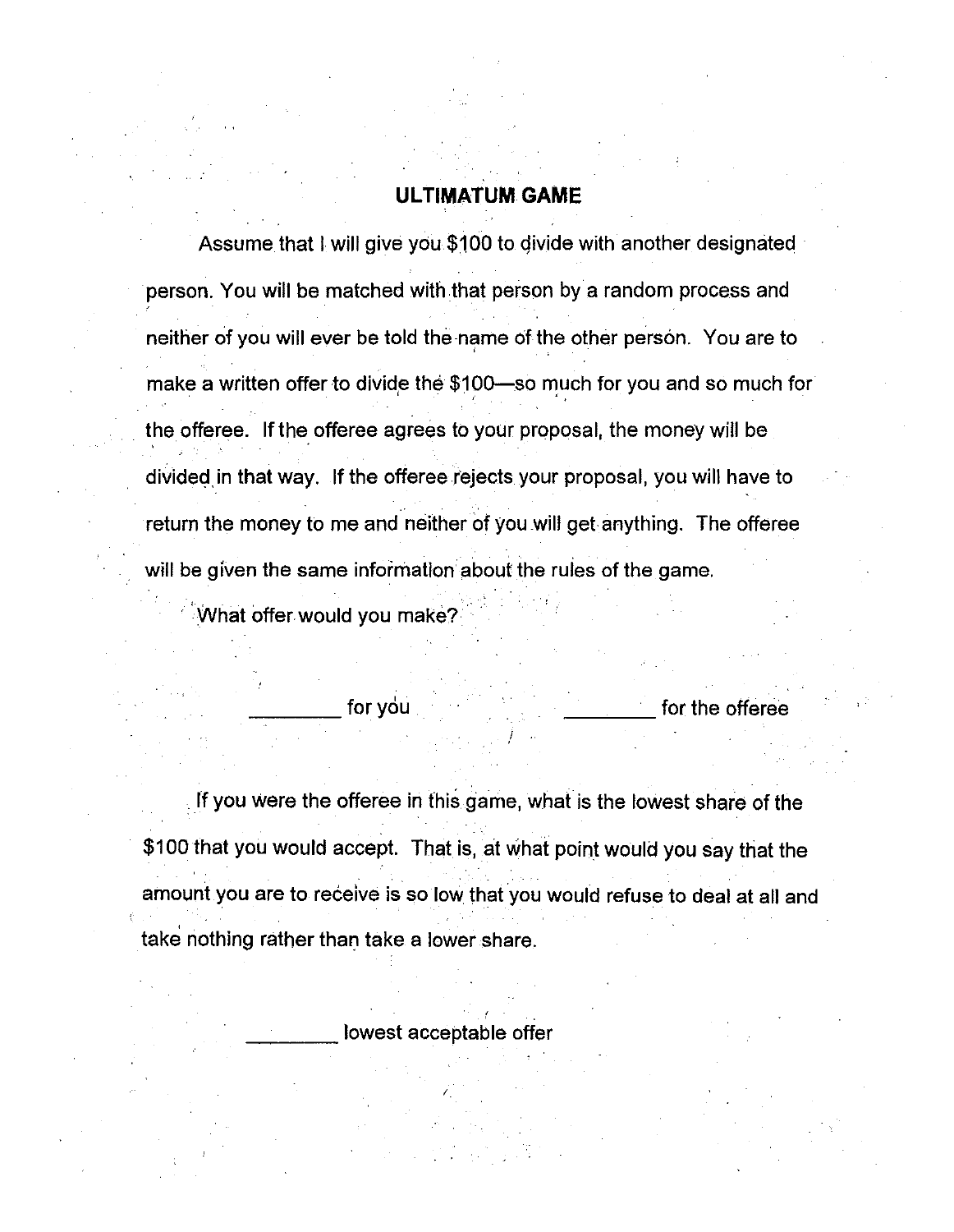# ULTIMATUM GAME

Assume that I will give you $100 to divide with another designated person. You will be matched with that person by a random process and neither of you will ever be told the name of the other person. You are to make a written offer to divide the $100—so much for you and so much for the offeree. If the offeree agrees to your proposal, the money will be divided in that way. If the offeree rejects your proposal, you will have to return the money to me and neither of you will get anything. The offeree will be given the same information about the rules of the game.

What offer would you make?

________ for you ________ for the offeree

If you were the offeree in this game, what is the lowest share of the $100 that you would accept. That is, at what point would you say that the amount you are to receive is so low that you would refuse to deal at all and take nothing rather than take a lower share.

________ lowest acceptable offer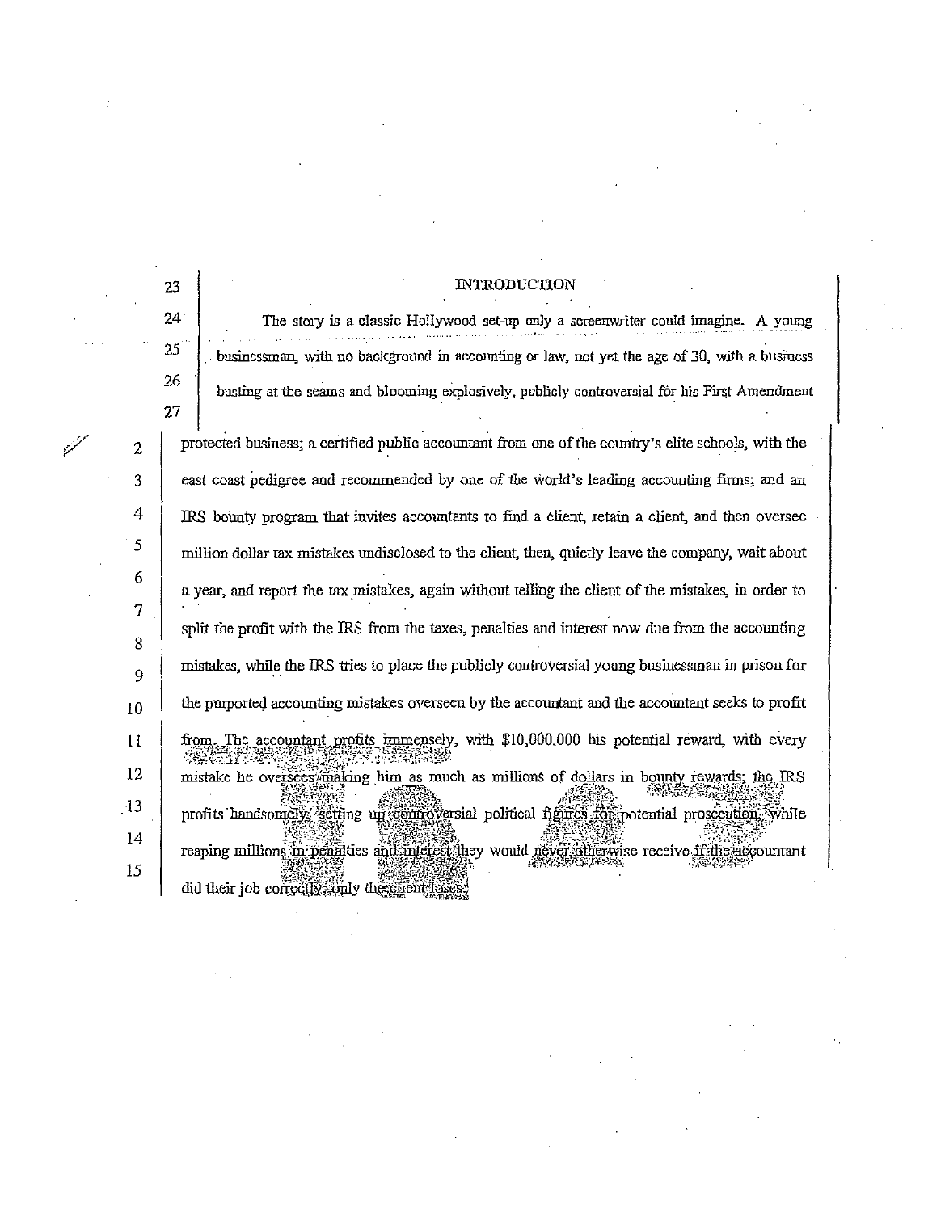## INTRODUCTION

The story is a classic Hollywood set-up only a screenwriter could imagine. A young businessman, with no background in accounting or law, not yet the age of 30, with a business busting at the seams and blooming explosively, publicly controversial for his First Amendment protected business; a certified public accountant from one of the country's elite schools, with the east coast pedigree and recommended by one of the world's leading accounting firms; and an IRS bounty program that invites accountants to find a client, retain a client, and then oversee million dollar tax mistakes undisclosed to the client, then, quietly leave the company, wait about a year, and report the tax mistakes, again without telling the client of the mistakes, in order to split the profit with the IRS from the taxes, penalties and interest now due from the accounting mistakes, while the IRS tries to place the publicly controversial young businessman in prison for the purported accounting mistakes overseen by the accountant and the accountant seeks to profit from. The accountant profits immensely, with $10,000,000 his potential reward, with every mistake he oversees making him as much as millions of dollars in bounty rewards; the IRS profits handsomely, setting up controversial political figures for potential prosecution, while reaping millions in penalties and interest they would never otherwise receive if the accountant did their job correctly; only the client loses.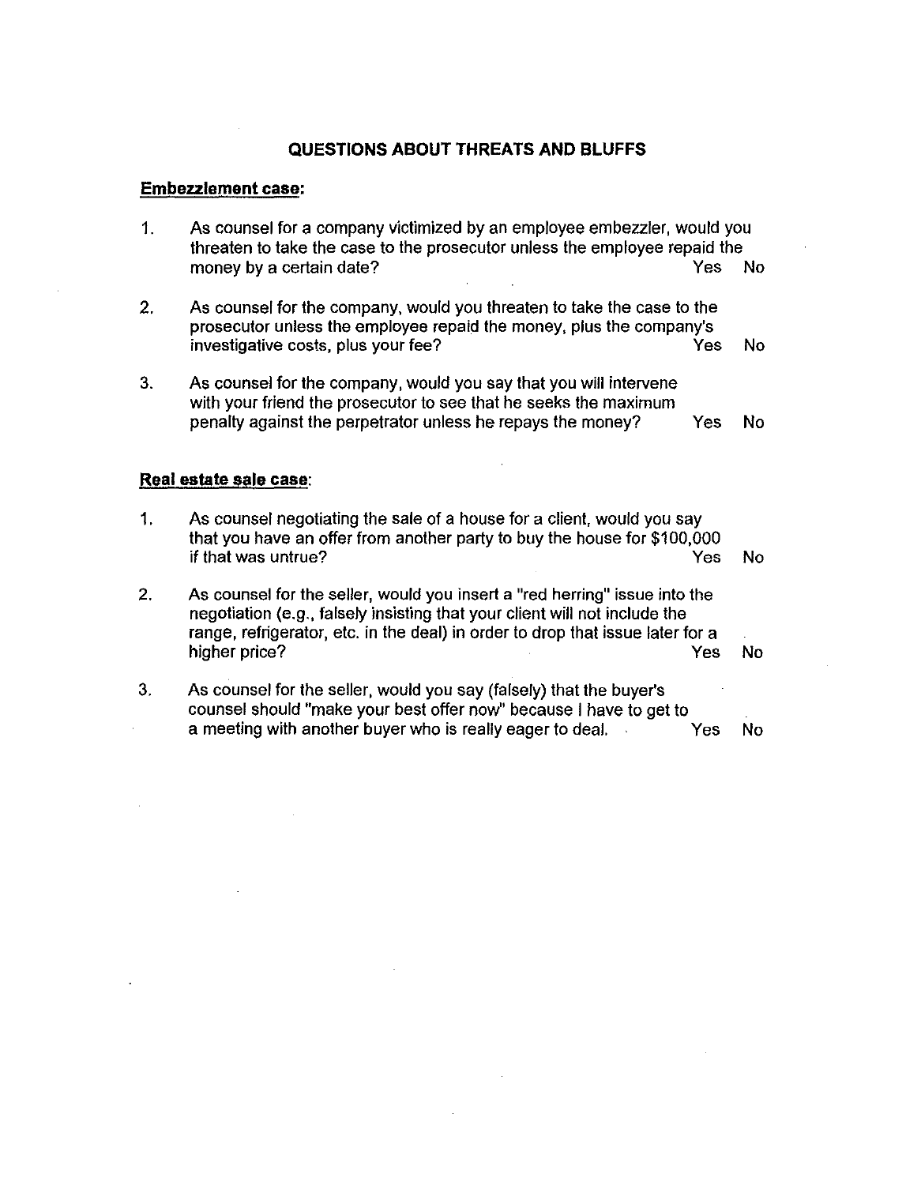# QUESTIONS ABOUT THREATS AND BLUFFS

**Embezzlement case:**

1. As counsel for a company victimized by an employee embezzler, would you threaten to take the case to the prosecutor unless the employee repaid the money by a certain date? Yes No

2. As counsel for the company, would you threaten to take the case to the prosecutor unless the employee repaid the money, plus the company's investigative costs, plus your fee? Yes No

3. As counsel for the company, would you say that you will intervene with your friend the prosecutor to see that he seeks the maximum penalty against the perpetrator unless he repays the money? Yes No

**Real estate sale case:**

1. As counsel negotiating the sale of a house for a client, would you say that you have an offer from another party to buy the house for $100,000 if that was untrue? Yes No

2. As counsel for the seller, would you insert a "red herring" issue into the negotiation (e.g., falsely insisting that your client will not include the range, refrigerator, etc. in the deal) in order to drop that issue later for a higher price? Yes No

3. As counsel for the seller, would you say (falsely) that the buyer's counsel should "make your best offer now" because I have to get to a meeting with another buyer who is really eager to deal. Yes No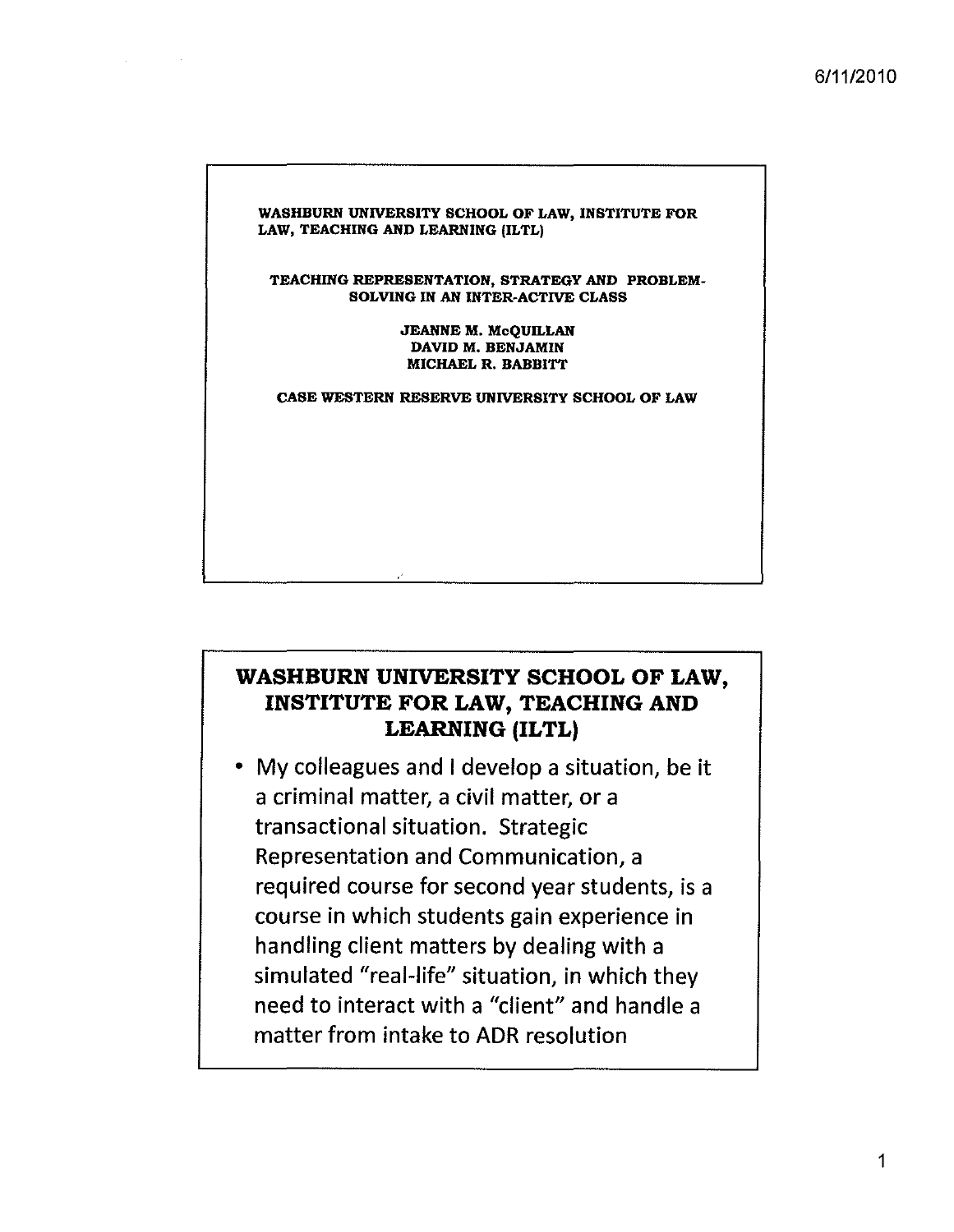WASHBURN UNIVERSITY SCHOOL OF LAW, INSTITUTE FOR LAW, TEACHING AND LEARNING (ILTL)

TEACHING REPRESENTATION, STRATEGY AND PROBLEM-SOLVING IN AN INTER-ACTIVE CLASS

JEANNE M. McQUILLAN
DAVID M. BENJAMIN
MICHAEL R. BABBITT

CASE WESTERN RESERVE UNIVERSITY SCHOOL OF LAW

## WASHBURN UNIVERSITY SCHOOL OF LAW, INSTITUTE FOR LAW, TEACHING AND LEARNING (ILTL)

- My colleagues and I develop a situation, be it a criminal matter, a civil matter, or a transactional situation. Strategic Representation and Communication, a required course for second year students, is a course in which students gain experience in handling client matters by dealing with a simulated "real-life" situation, in which they need to interact with a "client" and handle a matter from intake to ADR resolution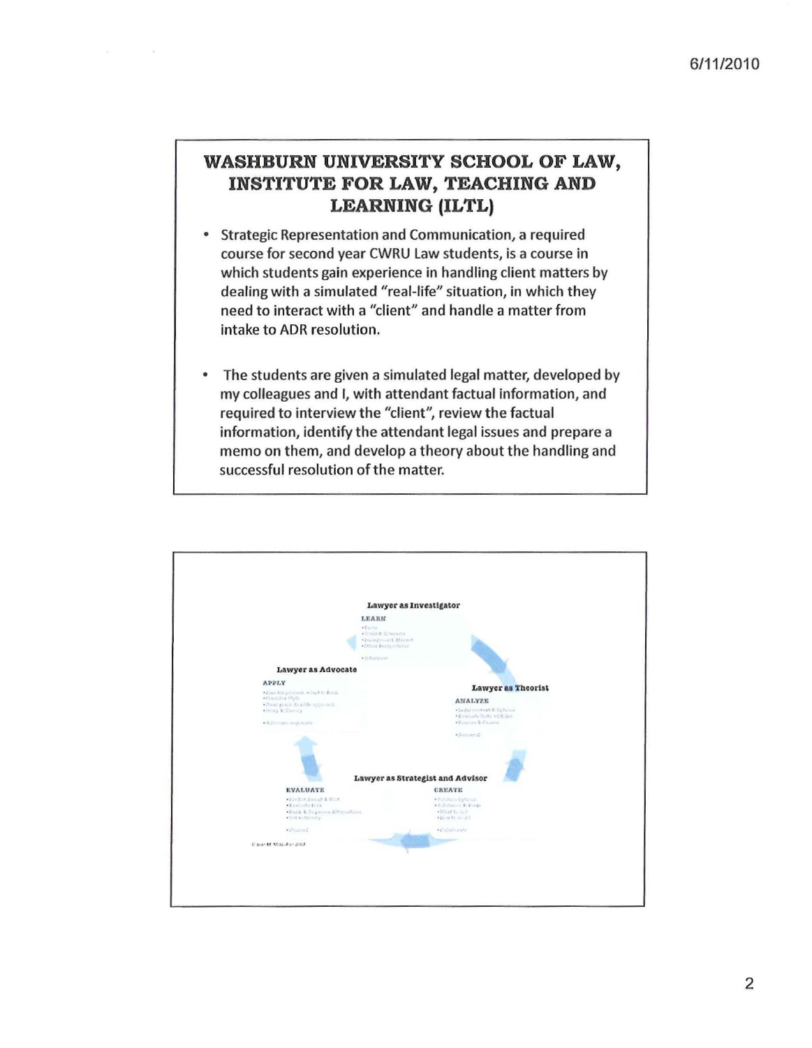## WASHBURN UNIVERSITY SCHOOL OF LAW, INSTITUTE FOR LAW, TEACHING AND LEARNING (ILTL)

- Strategic Representation and Communication, a required course for second year CWRU Law students, is a course in which students gain experience in handling client matters by dealing with a simulated "real-life" situation, in which they need to interact with a "client" and handle a matter from intake to ADR resolution.

- The students are given a simulated legal matter, developed by my colleagues and I, with attendant factual information, and required to interview the "client", review the factual information, identify the attendant legal issues and prepare a memo on them, and develop a theory about the handling and successful resolution of the matter.

**Lawyer as Investigator**

LEARN

**Lawyer as Theorist**

ANALYZE

**Lawyer as Strategist and Advisor**

CREATE

EVALUATE

**Lawyer as Advocate**

APPLY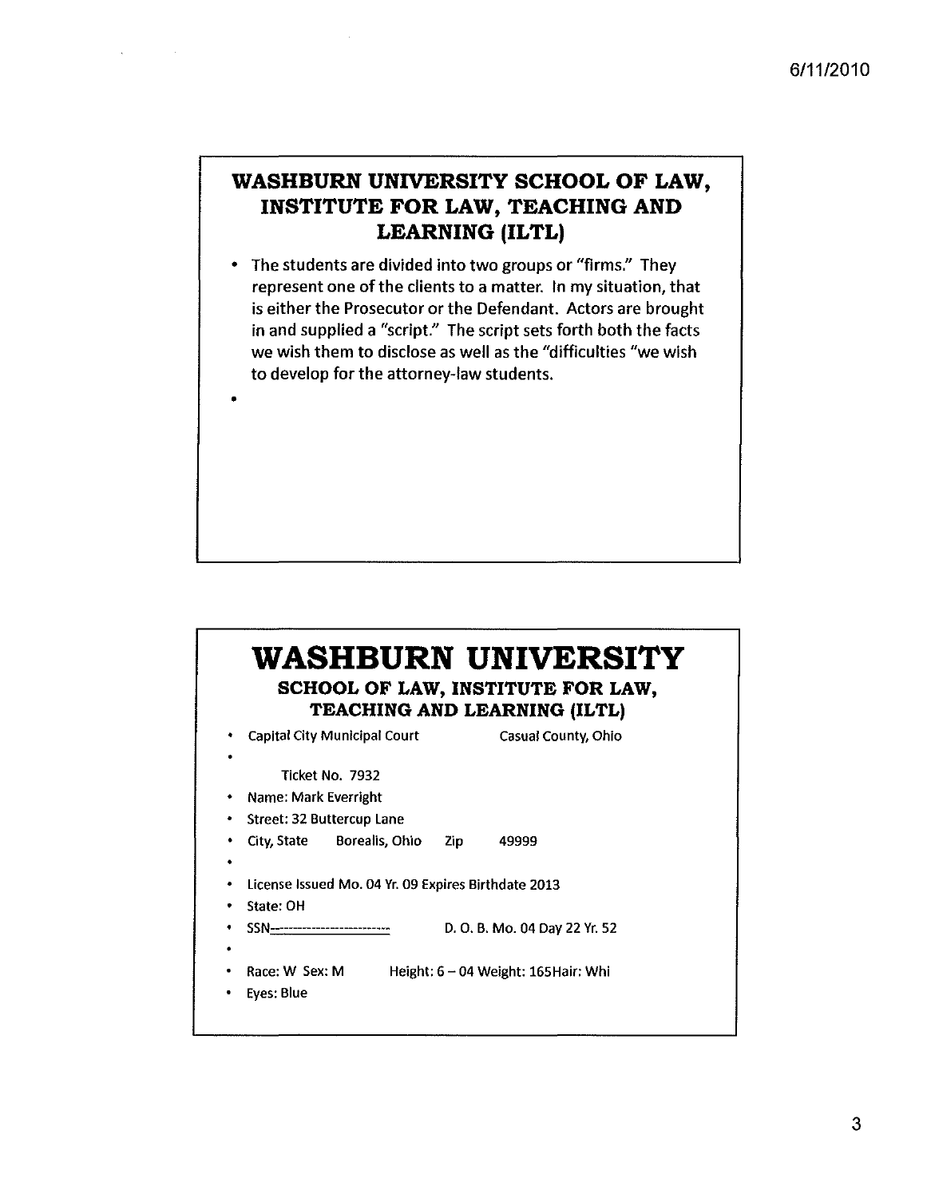## WASHBURN UNIVERSITY SCHOOL OF LAW, INSTITUTE FOR LAW, TEACHING AND LEARNING (ILTL)

- The students are divided into two groups or "firms." They represent one of the clients to a matter. In my situation, that is either the Prosecutor or the Defendant. Actors are brought in and supplied a "script." The script sets forth both the facts we wish them to disclose as well as the "difficulties "we wish to develop for the attorney-law students.

# WASHBURN UNIVERSITY

### SCHOOL OF LAW, INSTITUTE FOR LAW, TEACHING AND LEARNING (ILTL)

- Capital City Municipal Court Casual County, Ohio
- Ticket No. 7932
- Name: Mark Everright
- Street: 32 Buttercup Lane
- City, State Borealis, Ohio Zip 49999
- License Issued Mo. 04 Yr. 09 Expires Birthdate 2013
- State: OH
- SSN------------------------ D. O. B. Mo. 04 Day 22 Yr. 52
- Race: W Sex: M Height: 6 – 04 Weight: 165Hair: Whi
- Eyes: Blue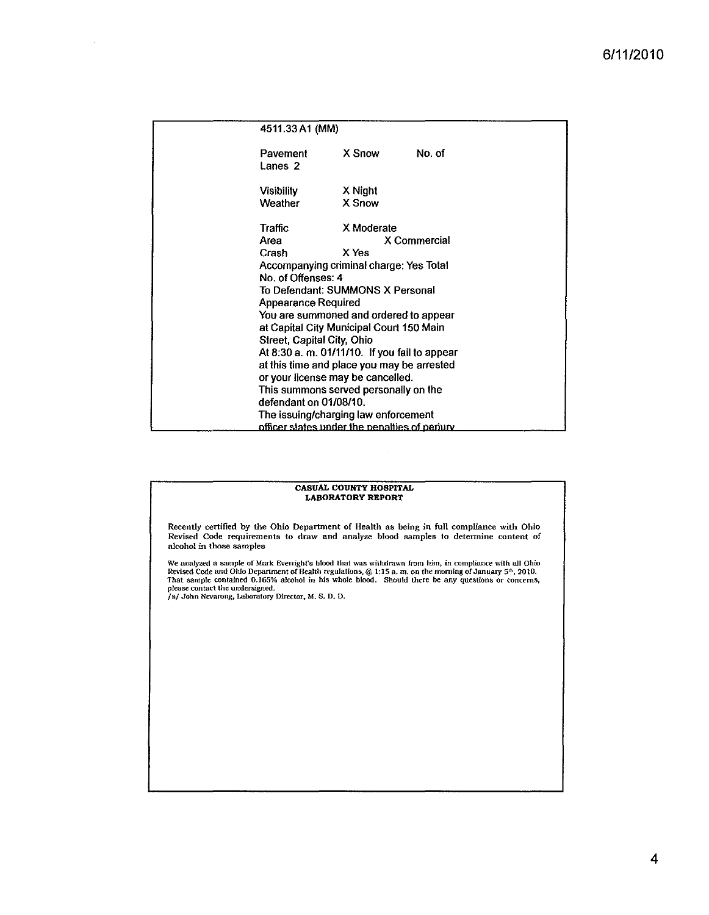4511.33 A1 (MM)

Pavement X Snow No. of Lanes 2

Visibility X Night
Weather X Snow

Traffic X Moderate
Area X Commercial
Crash X Yes
Accompanying criminal charge: Yes Total No. of Offenses: 4
To Defendant: SUMMONS X Personal Appearance Required
You are summoned and ordered to appear at Capital City Municipal Court 150 Main Street, Capital City, Ohio
At 8:30 a. m. 01/11/10. If you fail to appear at this time and place you may be arrested or your license may be cancelled.
This summons served personally on the defendant on 01/08/10.
The issuing/charging law enforcement officer states under the penalties of perjury

**CASUAL COUNTY HOSPITAL**
**LABORATORY REPORT**

Recently certified by the Ohio Department of Health as being in full compliance with Ohio Revised Code requirements to draw and analyze blood samples to determine content of alcohol in those samples

We analyzed a sample of Mark Everright's blood that was withdrawn from him, in compliance with all Ohio Revised Code and Ohio Department of Health regulations, @ 1:15 a. m. on the morning of January 5th, 2010. That sample contained 0.165% alcohol in his whole blood. Should there be any questions or concerns, please contact the undersigned.
/s/ John Nevarong, Laboratory Director, M. S. D. D.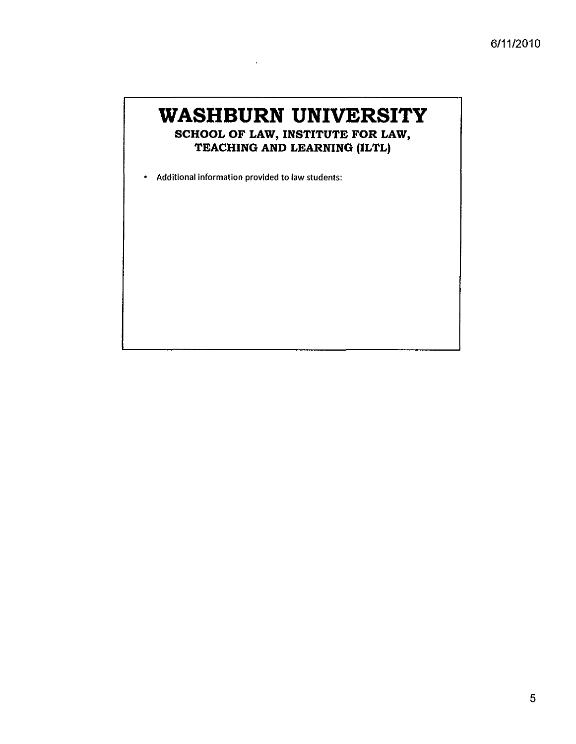# WASHBURN UNIVERSITY

## SCHOOL OF LAW, INSTITUTE FOR LAW, TEACHING AND LEARNING (ILTL)

- Additional information provided to law students: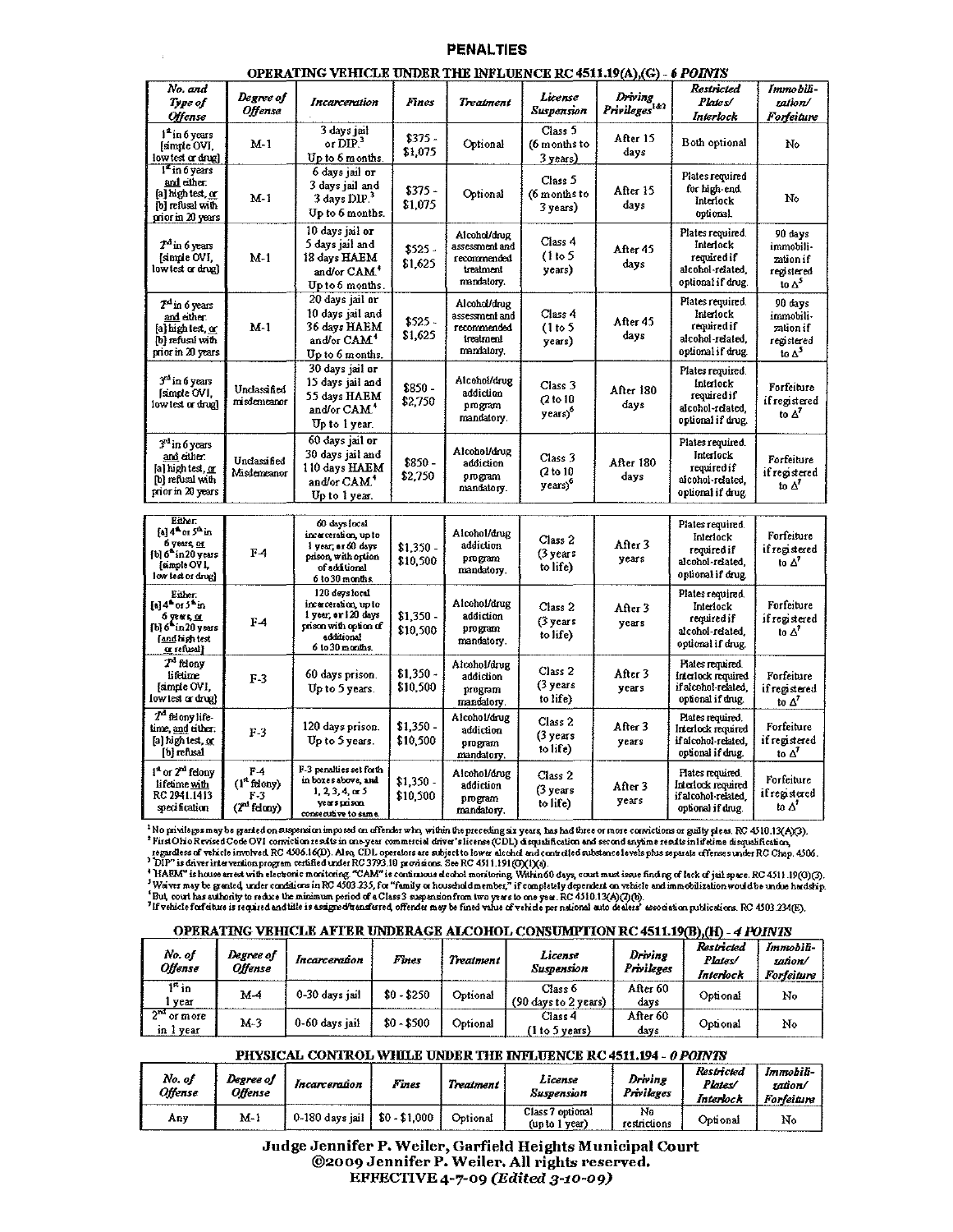# PENALTIES

## OPERATING VEHICLE UNDER THE INFLUENCE RC 4511.19(A),(G) - *6 POINTS*

| *No. and Type of Offense* | *Degree of Offense* | *Incarceration* | *Fines* | *Treatment* | *License Suspension* | *Driving Privileges*[1&2] | *Restricted Plates/ Interlock* | *Immobilization/ Forfeiture* |
|---|---|---|---|---|---|---|---|---|
| 1[st] in 6 years [simple OVI, low test or drug] | M-1 | 3 days jail or DIP.[3] Up to 6 months. | $375 - $1,075 | Optional | Class 5 (6 months to 3 years) | After 15 days | Both optional | No |
| 1[st] in 6 years and either: [a] high test, or [b] refusal with prior in 20 years | M-1 | 6 days jail or 3 days jail and 3 days DIP.[3] Up to 6 months. | $375 - $1,075 | Optional | Class 5 (6 months to 3 years) | After 15 days | Plates required for high-end. Interlock optional. | No |
| 2[nd] in 6 years [simple OVI, low test or drug] | M-1 | 10 days jail or 5 days jail and 18 days HAEM and/or CAM.[4] Up to 6 months. | $525 - $1,625 | Alcohol/drug assessment and recommended treatment mandatory. | Class 4 (1 to 5 years) | After 45 days | Plates required. Interlock required if alcohol-related, optional if drug. | 90 days immobilization if registered to Δ[5] |
| 2[nd] in 6 years and either: [a] high test, or [b] refusal with prior in 20 years | M-1 | 20 days jail or 10 days jail and 36 days HAEM and/or CAM[4] Up to 6 months. | $525 - $1,625 | Alcohol/drug assessment and recommended treatment mandatory. | Class 4 (1 to 5 years) | After 45 days | Plates required. Interlock required if alcohol-related, optional if drug. | 90 days immobilization if registered to Δ[5] |
| 3[rd] in 6 years [simple OVI, low test or drug] | Unclassified misdemeanor | 30 days jail or 15 days jail and 55 days HAEM and/or CAM.[4] Up to 1 year. | $850 - $2,750 | Alcohol/drug addiction program mandatory. | Class 3 (2 to 10 years)[6] | After 180 days | Plates required. Interlock required if alcohol-related, optional if drug. | Forfeiture if registered to Δ[7] |
| 3[rd] in 6 years and either: [a] high test, or [b] refusal with prior in 20 years | Unclassified Misdemeanor | 60 days jail or 30 days jail and 110 days HAEM and/or CAM.[4] Up to 1 year. | $850 - $2,750 | Alcohol/drug addiction program mandatory. | Class 3 (2 to 10 years)[6] | After 180 days | Plates required. Interlock required if alcohol-related, optional if drug. | Forfeiture if registered to Δ[7] |
| Either: [a] 4[th] or 5[th] in 6 years, or [b] 6[th] in 20 years [simple OVI, low test or drug] | F-4 | 60 days local incarceration, up to 1 year; or 60 days prison, with option of additional 6 to 30 months. | $1,350 - $10,500 | Alcohol/drug addiction program mandatory. | Class 2 (3 years to life) | After 3 years | Plates required. Interlock required if alcohol-related, optional if drug. | Forfeiture if registered to Δ[7] |
| Either: [a] 4[th] or 5[th] in 6 years, or [b] 6[th] in 20 years [and high test or refusal] | F-4 | 120 days local incarceration, up to 1 year; or 120 days prison with option of additional 6 to 30 months. | $1,350 - $10,500 | Alcohol/drug addiction program mandatory. | Class 2 (3 years to life) | After 3 years | Plates required. Interlock required if alcohol-related, optional if drug. | Forfeiture if registered to Δ[7] |
| 2[d] felony lifetime [simple OVI, low test or drug] | F-3 | 60 days prison. Up to 5 years. | $1,350 - $10,500 | Alcohol/drug addiction program mandatory. | Class 2 (3 years to life) | After 3 years | Plates required. Interlock required if alcohol-related, optional if drug. | Forfeiture if registered to Δ[7] |
| 2[d] felony lifetime, and either: [a] high test, or [b] refusal | F-3 | 120 days prison. Up to 5 years. | $1,350 - $10,500 | Alcohol/drug addiction program mandatory. | Class 2 (3 years to life) | After 3 years | Plates required. Interlock required if alcohol-related, optional if drug. | Forfeiture if registered to Δ[7] |
| 1[st] or 2[nd] felony lifetime with RC 2941.1413 specification | F-4 (1[st] felony) F-3 (2[nd] felony) | F-3 penalties set forth in boxes above, and 1, 2, 3, 4, or 5 years prison consecutive to same. | $1,350 - $10,500 | Alcohol/drug addiction program mandatory. | Class 2 (3 years to life) | After 3 years | Plates required. Interlock required if alcohol-related, optional if drug. | Forfeiture if registered to Δ[7] |

[1] No privileges may be granted on suspension imposed on offender who, within the preceding six years, has had three or more convictions or guilty pleas. RC 4510.13(A)(3).
[2] First Ohio Revised Code OVI conviction results in one-year commercial driver's license (CDL) disqualification and second anytime results in lifetime disqualification, regardless of vehicle involved. RC 4506.16(D). Also, CDL operators are subject to lower alcohol and controlled substance levels plus separate offenses under RC Chap. 4506.
[3] "DIP" is driver intervention program certified under RC 3793.10 provisions. See RC 4511.19(G)(1)(a).
[4] "HAEM" is house arrest with electronic monitoring. "CAM" is continuous alcohol monitoring. Within 60 days, court must issue finding of lack of jail space. RC 4511.19(G)(3).
[5] Waiver may be granted, under conditions in RC 4503.235, for "family or household member," if completely dependent on vehicle and immobilization would be undue hardship.
[6] But, court has authority to reduce the minimum period of a Class 3 suspension from two years to one year. RC 4510.13(A)(2)(b).
[7] If vehicle forfeiture is required and title is assigned/transferred, offender may be fined value of vehicle per national auto dealers' association publications. RC 4503.234(E).

## OPERATING VEHICLE AFTER UNDERAGE ALCOHOL CONSUMPTION RC 4511.19(B),(H) - *4 POINTS*

| *No. of Offense* | *Degree of Offense* | *Incarceration* | *Fines* | *Treatment* | *License Suspension* | *Driving Privileges* | *Restricted Plates/ Interlock* | *Immobilization/ Forfeiture* |
|---|---|---|---|---|---|---|---|---|
| 1[st] in 1 year | M-4 | 0-30 days jail | $0 - $250 | Optional | Class 6 (90 days to 2 years) | After 60 days | Optional | No |
| 2[nd] or more in 1 year | M-3 | 0-60 days jail | $0 - $500 | Optional | Class 4 (1 to 5 years) | After 60 days | Optional | No |

## PHYSICAL CONTROL WHILE UNDER THE INFLUENCE RC 4511.194 - *0 POINTS*

| *No. of Offense* | *Degree of Offense* | *Incarceration* | *Fines* | *Treatment* | *License Suspension* | *Driving Privileges* | *Restricted Plates/ Interlock* | *Immobilization/ Forfeiture* |
|---|---|---|---|---|---|---|---|---|
| Any | M-1 | 0-180 days jail | $0 - $1,000 | Optional | Class 7 optional (up to 1 year) | No restrictions | Optional | No |

**Judge Jennifer P. Weiler, Garfield Heights Municipal Court**
**©2009 Jennifer P. Weiler. All rights reserved.**
**EFFECTIVE 4-7-09 *(Edited 3-10-09)***